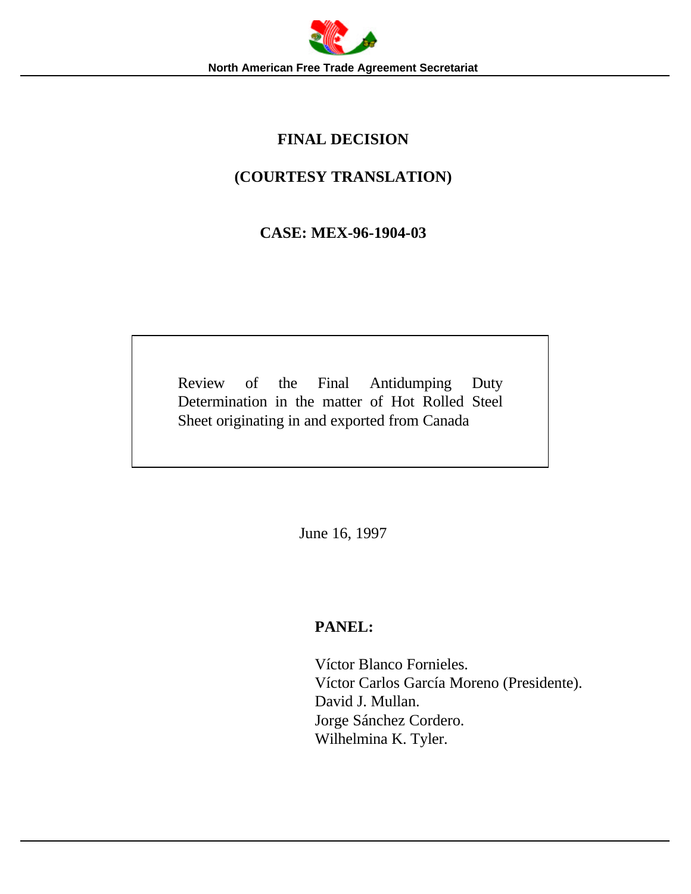North American Free Trade Agreement Secretariat

# FINAL DECISION

## (COURTESY TRANSLATION)

## CASE: MEX-96-1904-03

Review of the Final Antidumping Duty Determination in the matter of Hot Rolled Steel Sheet originating in and exported from Canada

June 16, 1997

**PANEL:**

Víctor Blanco Fornieles.
Víctor Carlos García Moreno (Presidente).
David J. Mullan.
Jorge Sánchez Cordero.
Wilhelmina K. Tyler.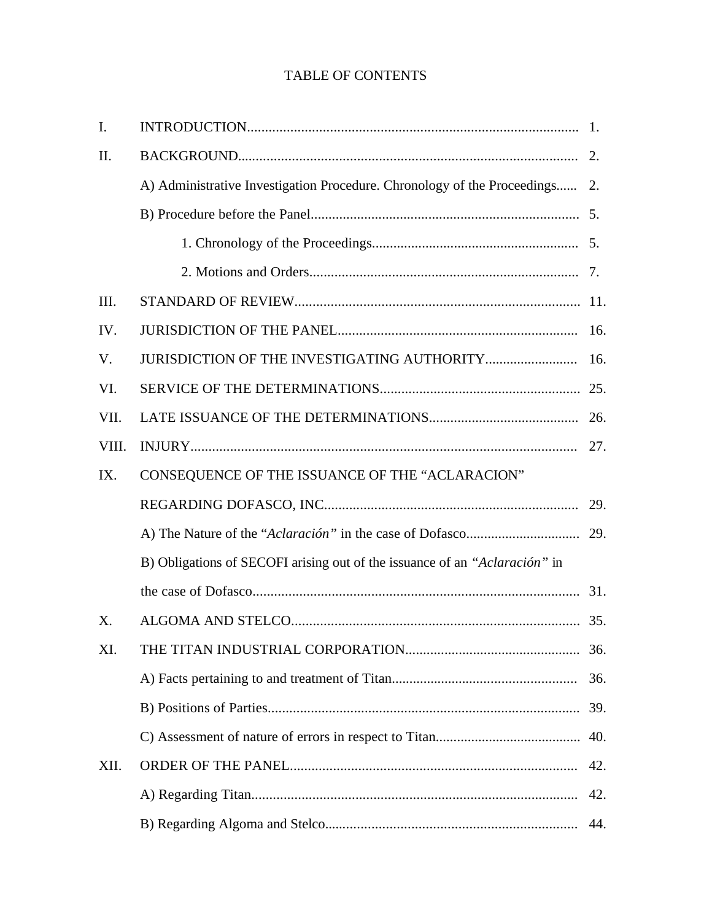# TABLE OF CONTENTS

| | | |
|---|---|---|
| I. | INTRODUCTION | 1. |
| II. | BACKGROUND | 2. |
| | A) Administrative Investigation Procedure. Chronology of the Proceedings | 2. |
| | B) Procedure before the Panel | 5. |
| | 1. Chronology of the Proceedings | 5. |
| | 2. Motions and Orders | 7. |
| III. | STANDARD OF REVIEW | 11. |
| IV. | JURISDICTION OF THE PANEL | 16. |
| V. | JURISDICTION OF THE INVESTIGATING AUTHORITY | 16. |
| VI. | SERVICE OF THE DETERMINATIONS | 25. |
| VII. | LATE ISSUANCE OF THE DETERMINATIONS | 26. |
| VIII. | INJURY | 27. |
| IX. | CONSEQUENCE OF THE ISSUANCE OF THE "ACLARACION" REGARDING DOFASCO, INC. | 29. |
| | A) The Nature of the "*Aclaración*" in the case of Dofasco | 29. |
| | B) Obligations of SECOFI arising out of the issuance of an *"Aclaración"* in the case of Dofasco | 31. |
| X. | ALGOMA AND STELCO | 35. |
| XI. | THE TITAN INDUSTRIAL CORPORATION | 36. |
| | A) Facts pertaining to and treatment of Titan | 36. |
| | B) Positions of Parties | 39. |
| | C) Assessment of nature of errors in respect to Titan | 40. |
| XII. | ORDER OF THE PANEL | 42. |
| | A) Regarding Titan | 42. |
| | B) Regarding Algoma and Stelco | 44. |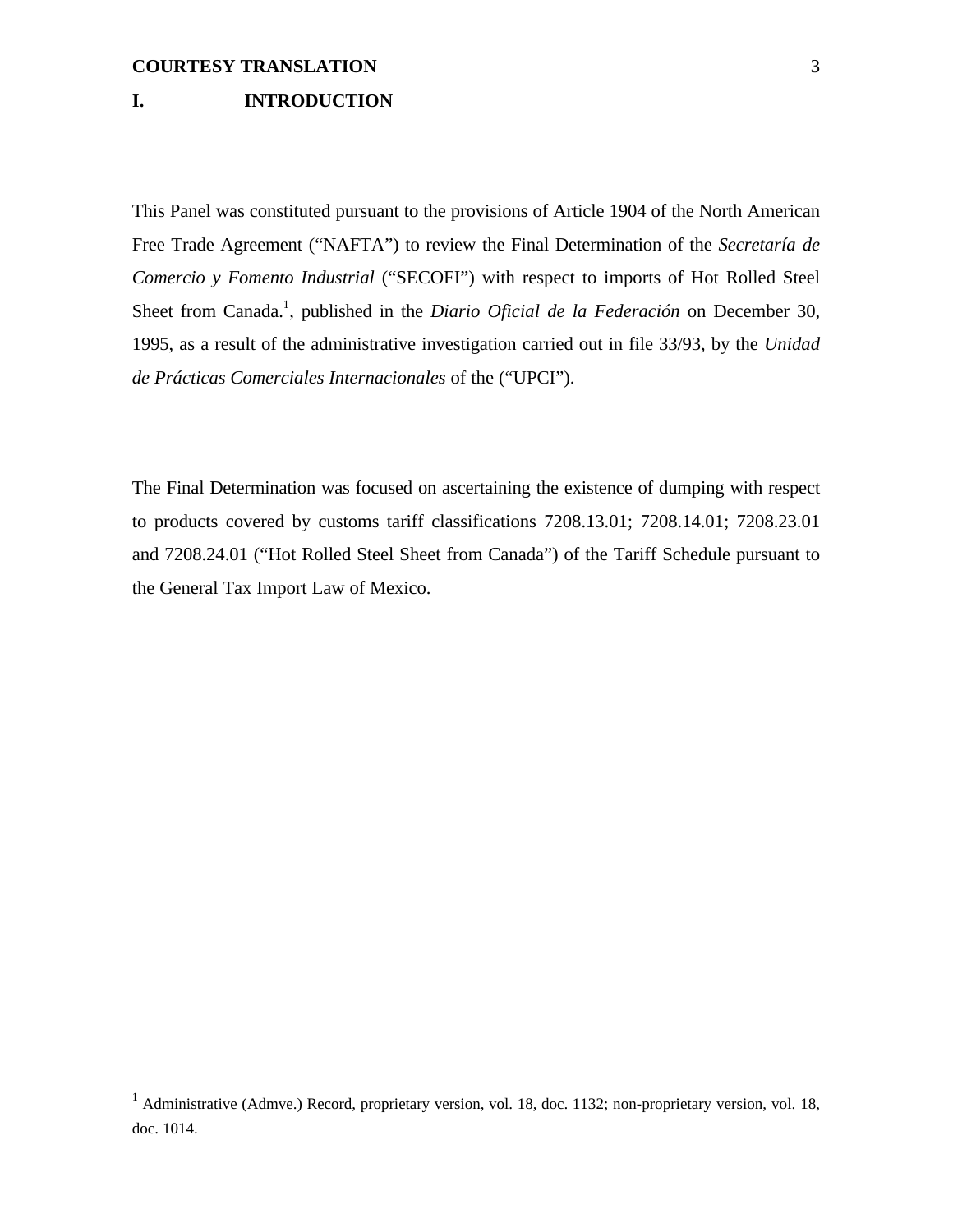COURTESY TRANSLATION

# I. INTRODUCTION

This Panel was constituted pursuant to the provisions of Article 1904 of the North American Free Trade Agreement ("NAFTA") to review the Final Determination of the *Secretaría de Comercio y Fomento Industrial* ("SECOFI") with respect to imports of Hot Rolled Steel Sheet from Canada.[1], published in the *Diario Oficial de la Federación* on December 30, 1995, as a result of the administrative investigation carried out in file 33/93, by the *Unidad de Prácticas Comerciales Internacionales* of the ("UPCI").

The Final Determination was focused on ascertaining the existence of dumping with respect to products covered by customs tariff classifications 7208.13.01; 7208.14.01; 7208.23.01 and 7208.24.01 ("Hot Rolled Steel Sheet from Canada") of the Tariff Schedule pursuant to the General Tax Import Law of Mexico.

[1] Administrative (Admve.) Record, proprietary version, vol. 18, doc. 1132; non-proprietary version, vol. 18, doc. 1014.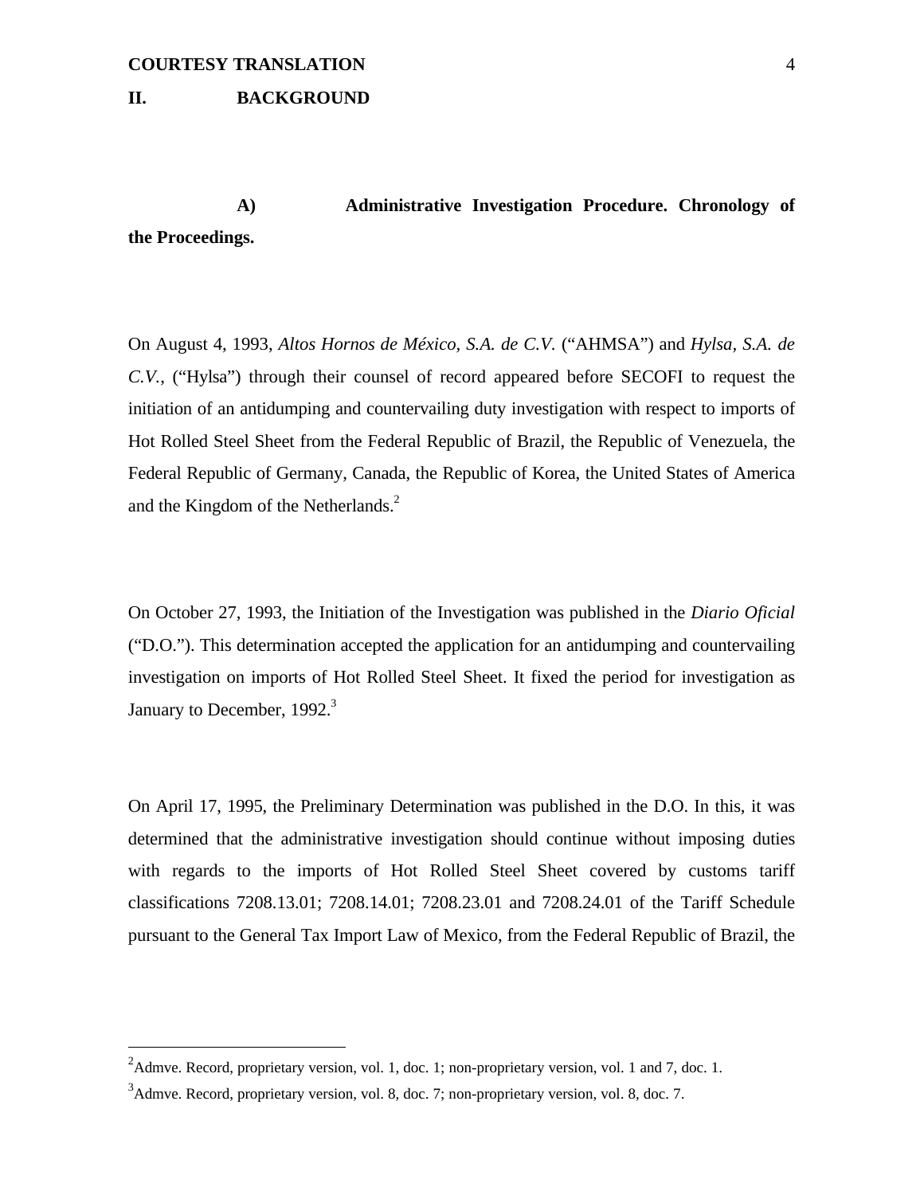## II. BACKGROUND

### A) Administrative Investigation Procedure. Chronology of the Proceedings.

On August 4, 1993, *Altos Hornos de México, S.A. de C.V.* ("AHMSA") and *Hylsa, S.A. de C.V.*, ("Hylsa") through their counsel of record appeared before SECOFI to request the initiation of an antidumping and countervailing duty investigation with respect to imports of Hot Rolled Steel Sheet from the Federal Republic of Brazil, the Republic of Venezuela, the Federal Republic of Germany, Canada, the Republic of Korea, the United States of America and the Kingdom of the Netherlands.[2]

On October 27, 1993, the Initiation of the Investigation was published in the *Diario Oficial* ("D.O."). This determination accepted the application for an antidumping and countervailing investigation on imports of Hot Rolled Steel Sheet. It fixed the period for investigation as January to December, 1992.[3]

On April 17, 1995, the Preliminary Determination was published in the D.O. In this, it was determined that the administrative investigation should continue without imposing duties with regards to the imports of Hot Rolled Steel Sheet covered by customs tariff classifications 7208.13.01; 7208.14.01; 7208.23.01 and 7208.24.01 of the Tariff Schedule pursuant to the General Tax Import Law of Mexico, from the Federal Republic of Brazil, the

---

[2] Admve. Record, proprietary version, vol. 1, doc. 1; non-proprietary version, vol. 1 and 7, doc. 1.

[3] Admve. Record, proprietary version, vol. 8, doc. 7; non-proprietary version, vol. 8, doc. 7.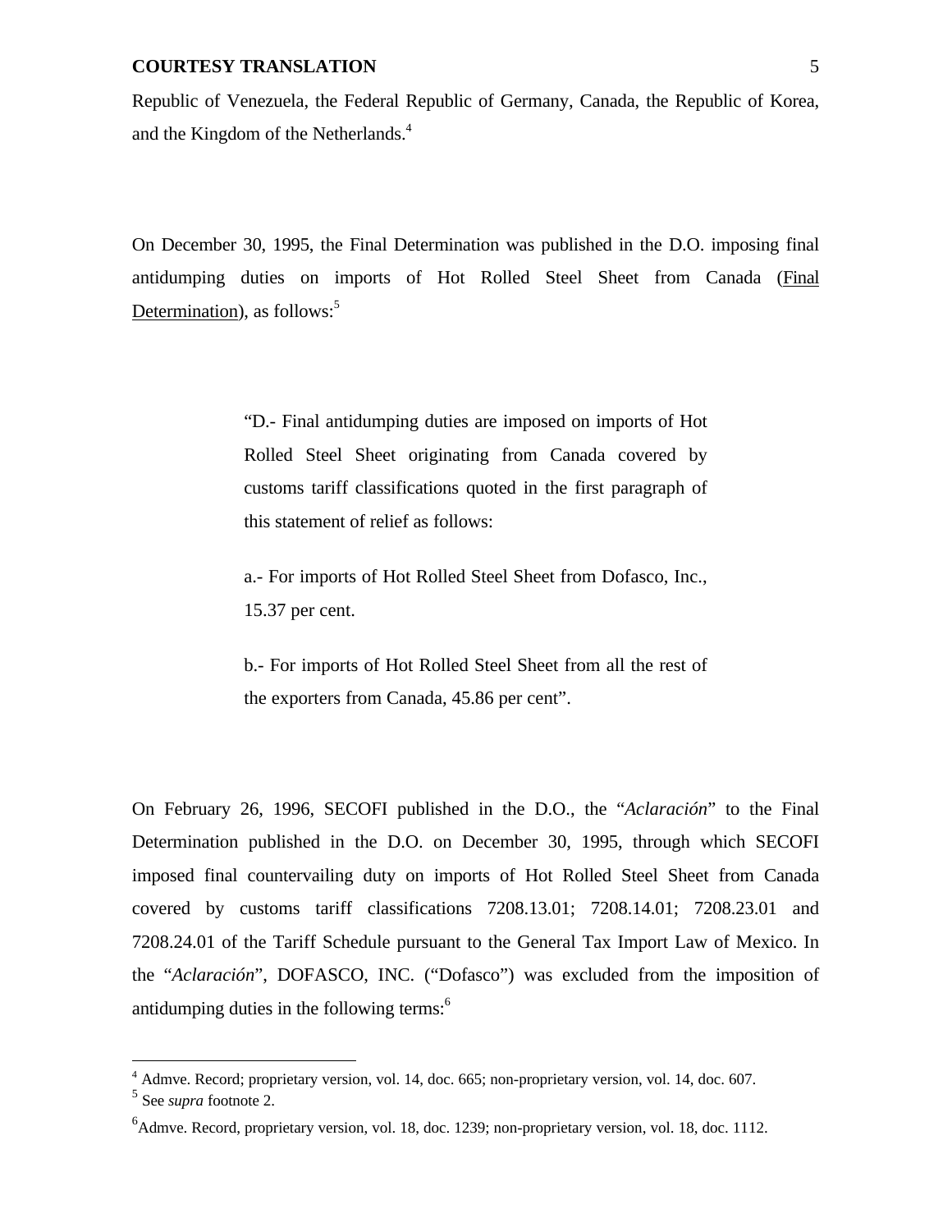Republic of Venezuela, the Federal Republic of Germany, Canada, the Republic of Korea, and the Kingdom of the Netherlands.[4]

On December 30, 1995, the Final Determination was published in the D.O. imposing final antidumping duties on imports of Hot Rolled Steel Sheet from Canada (Final Determination), as follows:[5]

> "D.- Final antidumping duties are imposed on imports of Hot Rolled Steel Sheet originating from Canada covered by customs tariff classifications quoted in the first paragraph of this statement of relief as follows:
>
> a.- For imports of Hot Rolled Steel Sheet from Dofasco, Inc., 15.37 per cent.
>
> b.- For imports of Hot Rolled Steel Sheet from all the rest of the exporters from Canada, 45.86 per cent".

On February 26, 1996, SECOFI published in the D.O., the "*Aclaración*" to the Final Determination published in the D.O. on December 30, 1995, through which SECOFI imposed final countervailing duty on imports of Hot Rolled Steel Sheet from Canada covered by customs tariff classifications 7208.13.01; 7208.14.01; 7208.23.01 and 7208.24.01 of the Tariff Schedule pursuant to the General Tax Import Law of Mexico. In the "*Aclaración*", DOFASCO, INC. ("Dofasco") was excluded from the imposition of antidumping duties in the following terms:[6]

---

[4] Admve. Record; proprietary version, vol. 14, doc. 665; non-proprietary version, vol. 14, doc. 607.

[5] See *supra* footnote 2.

[6] Admve. Record, proprietary version, vol. 18, doc. 1239; non-proprietary version, vol. 18, doc. 1112.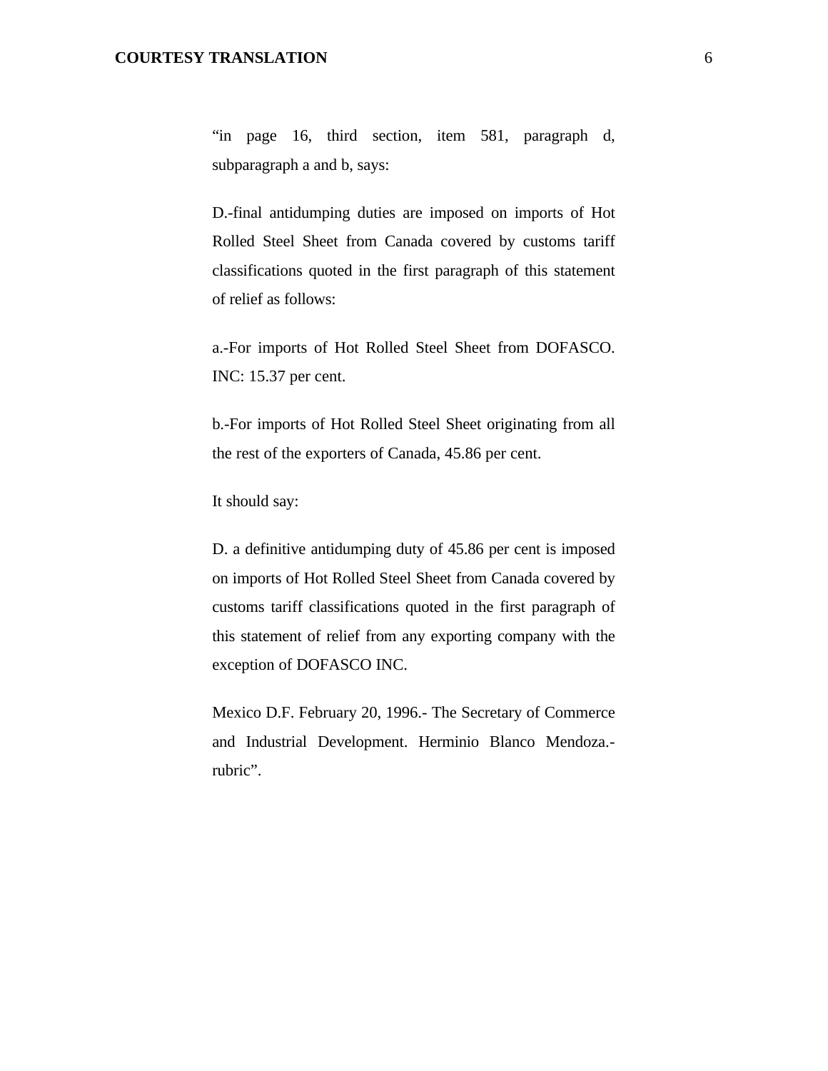"in page 16, third section, item 581, paragraph d, subparagraph a and b, says:

D.-final antidumping duties are imposed on imports of Hot Rolled Steel Sheet from Canada covered by customs tariff classifications quoted in the first paragraph of this statement of relief as follows:

a.-For imports of Hot Rolled Steel Sheet from DOFASCO. INC: 15.37 per cent.

b.-For imports of Hot Rolled Steel Sheet originating from all the rest of the exporters of Canada, 45.86 per cent.

It should say:

D. a definitive antidumping duty of 45.86 per cent is imposed on imports of Hot Rolled Steel Sheet from Canada covered by customs tariff classifications quoted in the first paragraph of this statement of relief from any exporting company with the exception of DOFASCO INC.

Mexico D.F. February 20, 1996.- The Secretary of Commerce and Industrial Development. Herminio Blanco Mendoza.- rubric".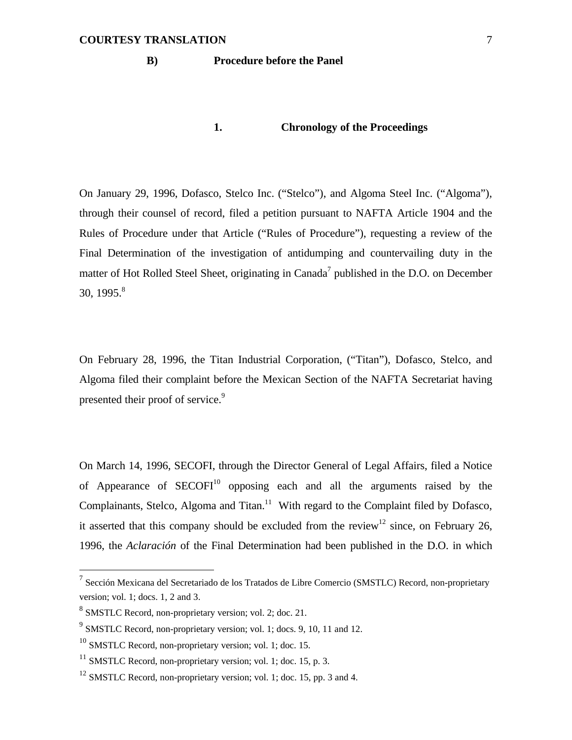## B) Procedure before the Panel

### 1. Chronology of the Proceedings

On January 29, 1996, Dofasco, Stelco Inc. ("Stelco"), and Algoma Steel Inc. ("Algoma"), through their counsel of record, filed a petition pursuant to NAFTA Article 1904 and the Rules of Procedure under that Article ("Rules of Procedure"), requesting a review of the Final Determination of the investigation of antidumping and countervailing duty in the matter of Hot Rolled Steel Sheet, originating in Canada[7] published in the D.O. on December 30, 1995.[8]

On February 28, 1996, the Titan Industrial Corporation, ("Titan"), Dofasco, Stelco, and Algoma filed their complaint before the Mexican Section of the NAFTA Secretariat having presented their proof of service.[9]

On March 14, 1996, SECOFI, through the Director General of Legal Affairs, filed a Notice of Appearance of SECOFI[10] opposing each and all the arguments raised by the Complainants, Stelco, Algoma and Titan.[11] With regard to the Complaint filed by Dofasco, it asserted that this company should be excluded from the review[12] since, on February 26, 1996, the *Aclaración* of the Final Determination had been published in the D.O. in which

---

[7] Sección Mexicana del Secretariado de los Tratados de Libre Comercio (SMSTLC) Record, non-proprietary version; vol. 1; docs. 1, 2 and 3.

[8] SMSTLC Record, non-proprietary version; vol. 2; doc. 21.

[9] SMSTLC Record, non-proprietary version; vol. 1; docs. 9, 10, 11 and 12.

[10] SMSTLC Record, non-proprietary version; vol. 1; doc. 15.

[11] SMSTLC Record, non-proprietary version; vol. 1; doc. 15, p. 3.

[12] SMSTLC Record, non-proprietary version; vol. 1; doc. 15, pp. 3 and 4.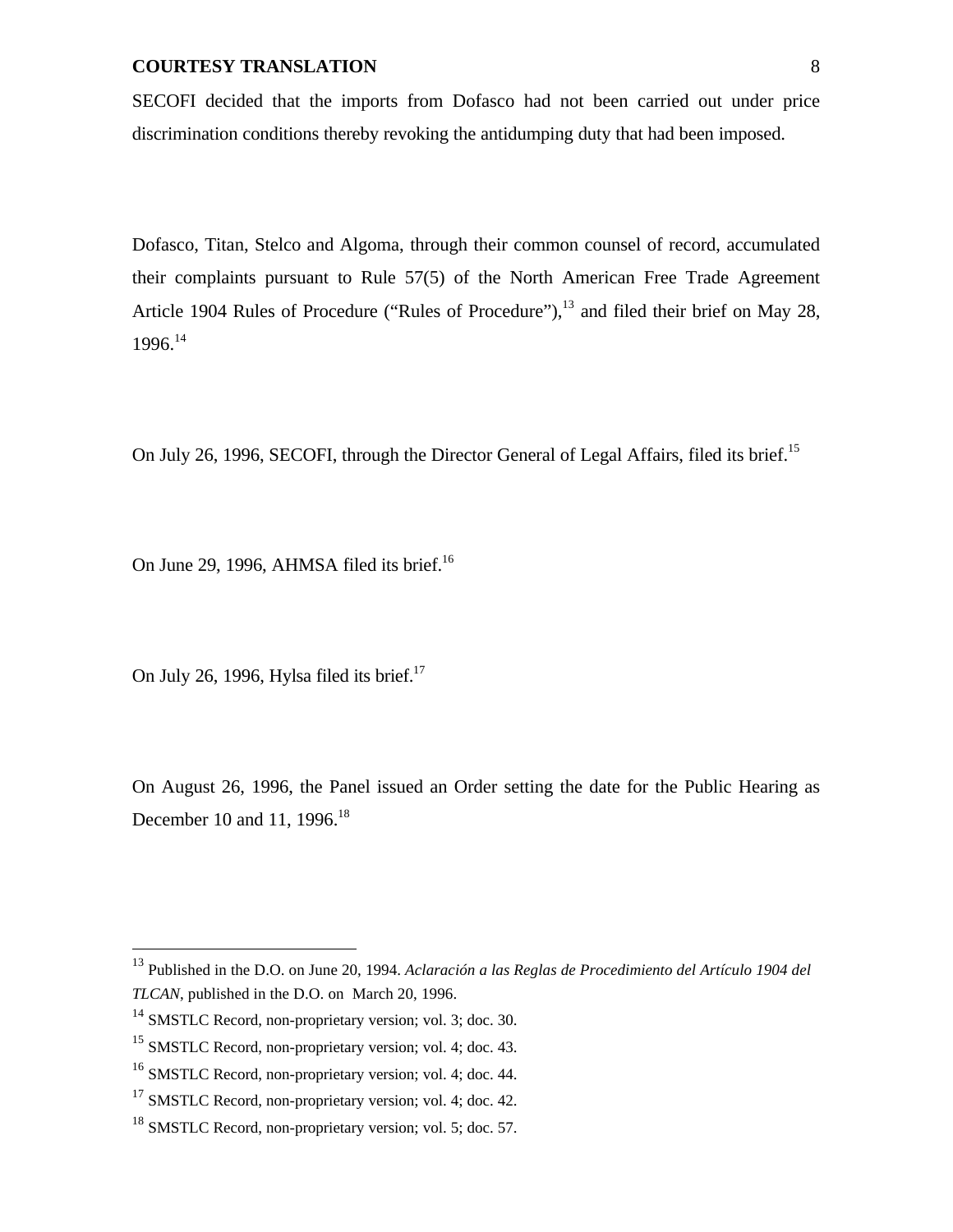SECOFI decided that the imports from Dofasco had not been carried out under price discrimination conditions thereby revoking the antidumping duty that had been imposed.

Dofasco, Titan, Stelco and Algoma, through their common counsel of record, accumulated their complaints pursuant to Rule 57(5) of the North American Free Trade Agreement Article 1904 Rules of Procedure ("Rules of Procedure"),[13] and filed their brief on May 28, 1996.[14]

On July 26, 1996, SECOFI, through the Director General of Legal Affairs, filed its brief.[15]

On June 29, 1996, AHMSA filed its brief.[16]

On July 26, 1996, Hylsa filed its brief.[17]

On August 26, 1996, the Panel issued an Order setting the date for the Public Hearing as December 10 and 11, 1996.[18]

---

[13] Published in the D.O. on June 20, 1994. *Aclaración a las Reglas de Procedimiento del Artículo 1904 del TLCAN*, published in the D.O. on March 20, 1996.

[14] SMSTLC Record, non-proprietary version; vol. 3; doc. 30.

[15] SMSTLC Record, non-proprietary version; vol. 4; doc. 43.

[16] SMSTLC Record, non-proprietary version; vol. 4; doc. 44.

[17] SMSTLC Record, non-proprietary version; vol. 4; doc. 42.

[18] SMSTLC Record, non-proprietary version; vol. 5; doc. 57.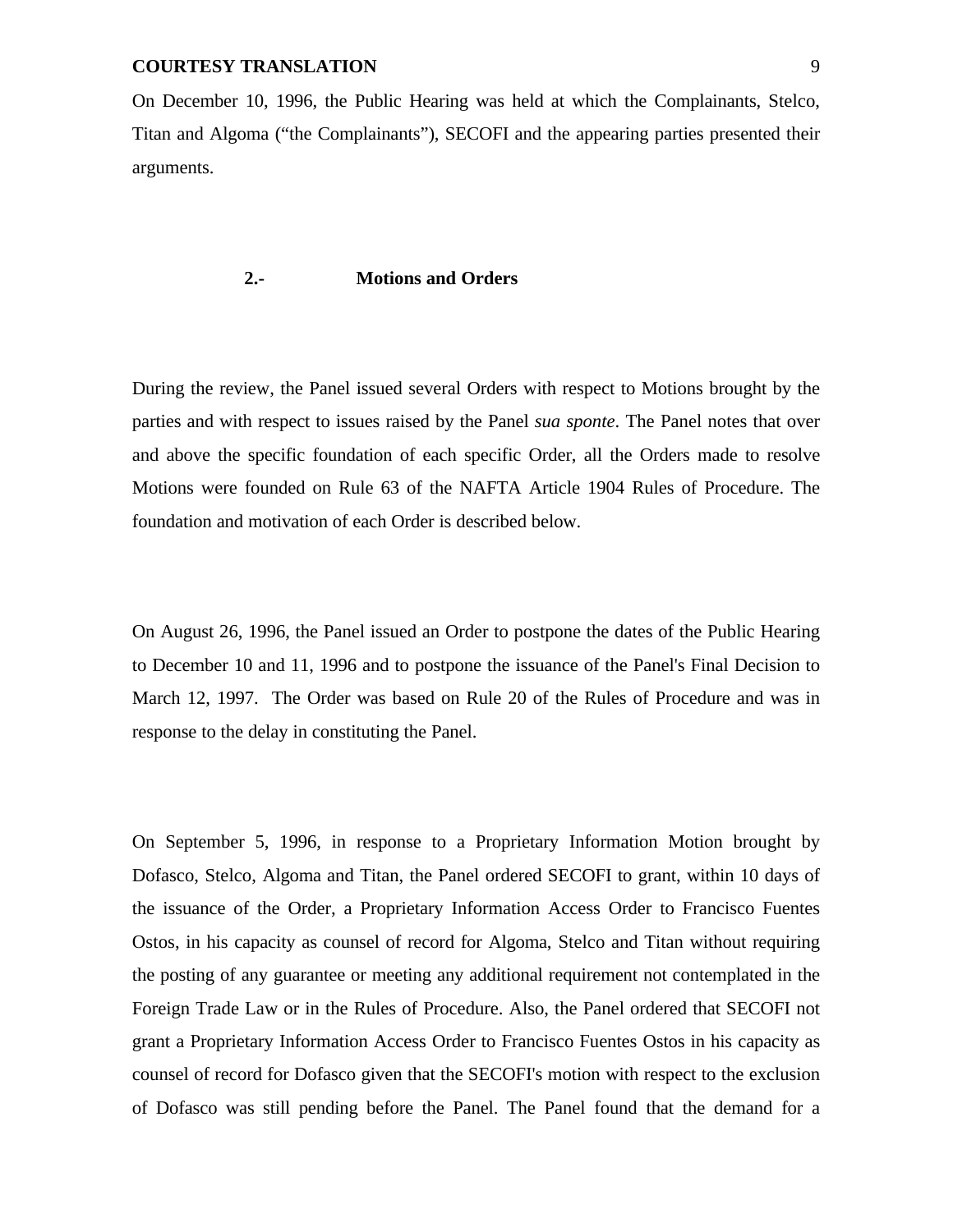On December 10, 1996, the Public Hearing was held at which the Complainants, Stelco, Titan and Algoma ("the Complainants"), SECOFI and the appearing parties presented their arguments.

## 2.- Motions and Orders

During the review, the Panel issued several Orders with respect to Motions brought by the parties and with respect to issues raised by the Panel *sua sponte*. The Panel notes that over and above the specific foundation of each specific Order, all the Orders made to resolve Motions were founded on Rule 63 of the NAFTA Article 1904 Rules of Procedure. The foundation and motivation of each Order is described below.

On August 26, 1996, the Panel issued an Order to postpone the dates of the Public Hearing to December 10 and 11, 1996 and to postpone the issuance of the Panel's Final Decision to March 12, 1997. The Order was based on Rule 20 of the Rules of Procedure and was in response to the delay in constituting the Panel.

On September 5, 1996, in response to a Proprietary Information Motion brought by Dofasco, Stelco, Algoma and Titan, the Panel ordered SECOFI to grant, within 10 days of the issuance of the Order, a Proprietary Information Access Order to Francisco Fuentes Ostos, in his capacity as counsel of record for Algoma, Stelco and Titan without requiring the posting of any guarantee or meeting any additional requirement not contemplated in the Foreign Trade Law or in the Rules of Procedure. Also, the Panel ordered that SECOFI not grant a Proprietary Information Access Order to Francisco Fuentes Ostos in his capacity as counsel of record for Dofasco given that the SECOFI's motion with respect to the exclusion of Dofasco was still pending before the Panel. The Panel found that the demand for a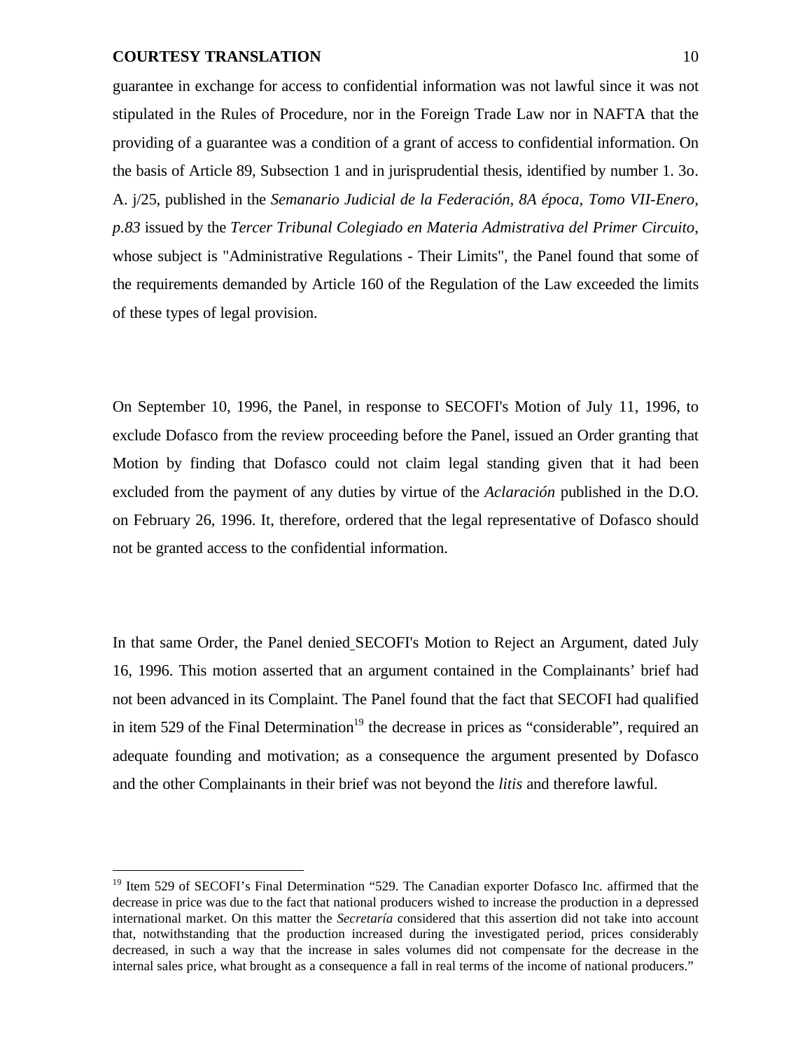guarantee in exchange for access to confidential information was not lawful since it was not stipulated in the Rules of Procedure, nor in the Foreign Trade Law nor in NAFTA that the providing of a guarantee was a condition of a grant of access to confidential information. On the basis of Article 89, Subsection 1 and in jurisprudential thesis, identified by number 1. 3o. A. j/25, published in the *Semanario Judicial de la Federación, 8A época, Tomo VII-Enero, p.83* issued by the *Tercer Tribunal Colegiado en Materia Admistrativa del Primer Circuito*, whose subject is "Administrative Regulations - Their Limits", the Panel found that some of the requirements demanded by Article 160 of the Regulation of the Law exceeded the limits of these types of legal provision.

On September 10, 1996, the Panel, in response to SECOFI's Motion of July 11, 1996, to exclude Dofasco from the review proceeding before the Panel, issued an Order granting that Motion by finding that Dofasco could not claim legal standing given that it had been excluded from the payment of any duties by virtue of the *Aclaración* published in the D.O. on February 26, 1996. It, therefore, ordered that the legal representative of Dofasco should not be granted access to the confidential information.

In that same Order, the Panel denied SECOFI's Motion to Reject an Argument, dated July 16, 1996. This motion asserted that an argument contained in the Complainants' brief had not been advanced in its Complaint. The Panel found that the fact that SECOFI had qualified in item 529 of the Final Determination[19] the decrease in prices as "considerable", required an adequate founding and motivation; as a consequence the argument presented by Dofasco and the other Complainants in their brief was not beyond the *litis* and therefore lawful.

[19] Item 529 of SECOFI's Final Determination "529. The Canadian exporter Dofasco Inc. affirmed that the decrease in price was due to the fact that national producers wished to increase the production in a depressed international market. On this matter the *Secretaría* considered that this assertion did not take into account that, notwithstanding that the production increased during the investigated period, prices considerably decreased, in such a way that the increase in sales volumes did not compensate for the decrease in the internal sales price, what brought as a consequence a fall in real terms of the income of national producers."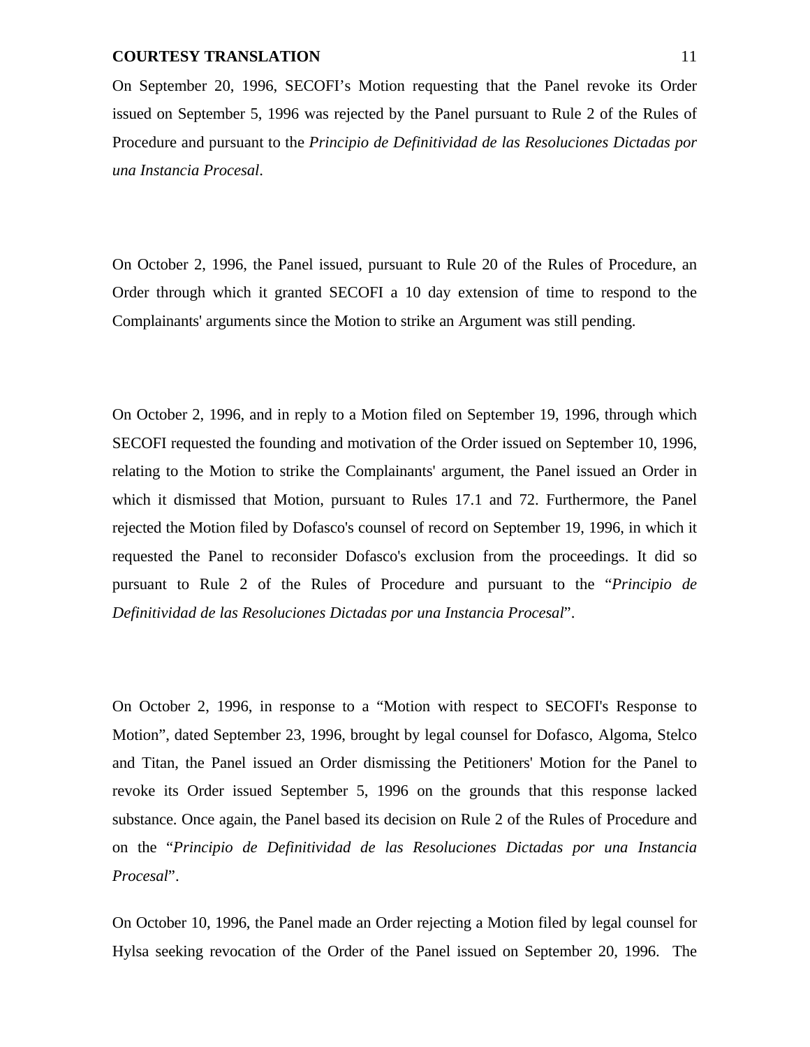On September 20, 1996, SECOFI's Motion requesting that the Panel revoke its Order issued on September 5, 1996 was rejected by the Panel pursuant to Rule 2 of the Rules of Procedure and pursuant to the *Principio de Definitividad de las Resoluciones Dictadas por una Instancia Procesal*.

On October 2, 1996, the Panel issued, pursuant to Rule 20 of the Rules of Procedure, an Order through which it granted SECOFI a 10 day extension of time to respond to the Complainants' arguments since the Motion to strike an Argument was still pending.

On October 2, 1996, and in reply to a Motion filed on September 19, 1996, through which SECOFI requested the founding and motivation of the Order issued on September 10, 1996, relating to the Motion to strike the Complainants' argument, the Panel issued an Order in which it dismissed that Motion, pursuant to Rules 17.1 and 72. Furthermore, the Panel rejected the Motion filed by Dofasco's counsel of record on September 19, 1996, in which it requested the Panel to reconsider Dofasco's exclusion from the proceedings. It did so pursuant to Rule 2 of the Rules of Procedure and pursuant to the "*Principio de Definitividad de las Resoluciones Dictadas por una Instancia Procesal*".

On October 2, 1996, in response to a "Motion with respect to SECOFI's Response to Motion", dated September 23, 1996, brought by legal counsel for Dofasco, Algoma, Stelco and Titan, the Panel issued an Order dismissing the Petitioners' Motion for the Panel to revoke its Order issued September 5, 1996 on the grounds that this response lacked substance. Once again, the Panel based its decision on Rule 2 of the Rules of Procedure and on the "*Principio de Definitividad de las Resoluciones Dictadas por una Instancia Procesal*".

On October 10, 1996, the Panel made an Order rejecting a Motion filed by legal counsel for Hylsa seeking revocation of the Order of the Panel issued on September 20, 1996. The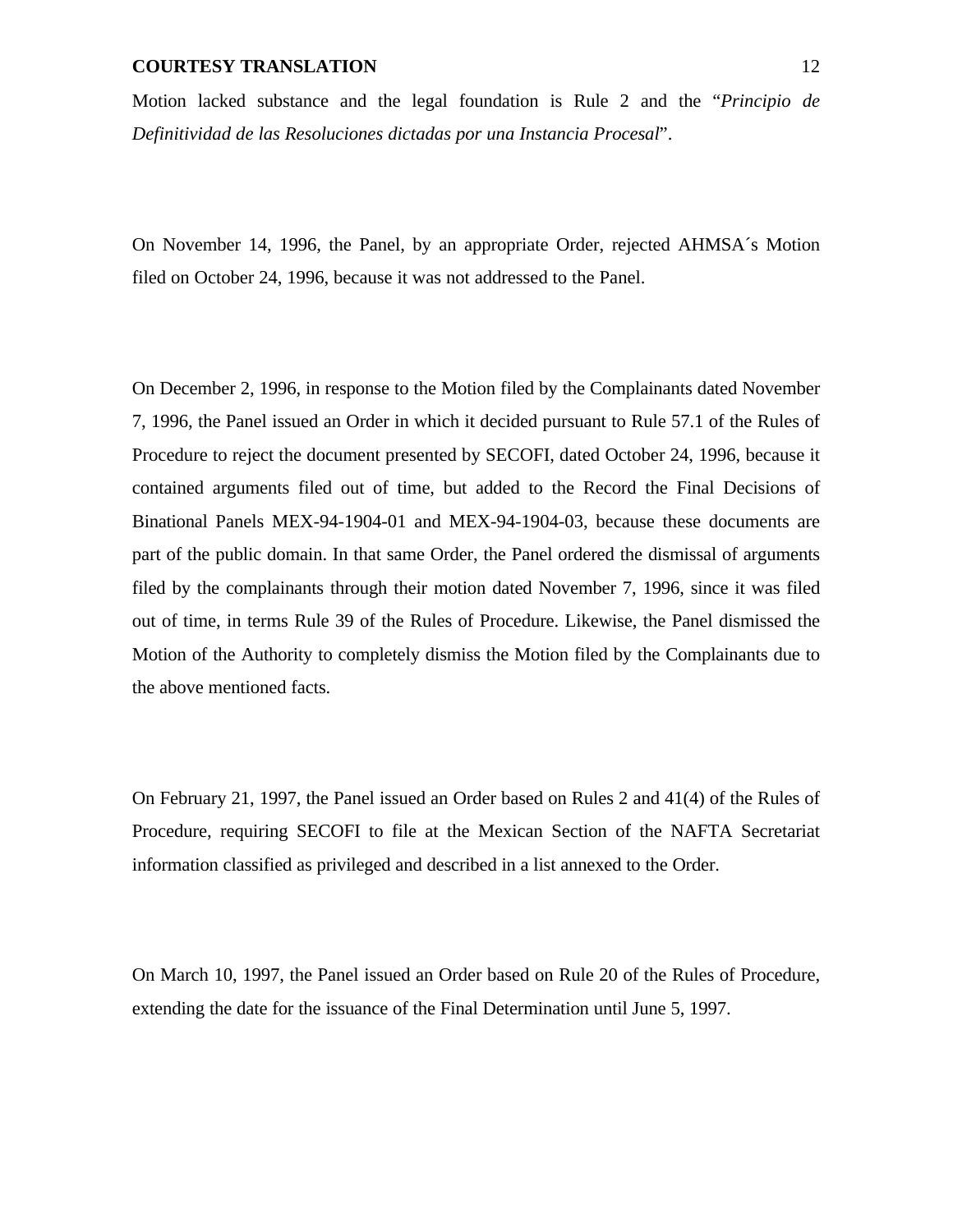Motion lacked substance and the legal foundation is Rule 2 and the "*Principio de Definitividad de las Resoluciones dictadas por una Instancia Procesal*".

On November 14, 1996, the Panel, by an appropriate Order, rejected AHMSA´s Motion filed on October 24, 1996, because it was not addressed to the Panel.

On December 2, 1996, in response to the Motion filed by the Complainants dated November 7, 1996, the Panel issued an Order in which it decided pursuant to Rule 57.1 of the Rules of Procedure to reject the document presented by SECOFI, dated October 24, 1996, because it contained arguments filed out of time, but added to the Record the Final Decisions of Binational Panels MEX-94-1904-01 and MEX-94-1904-03, because these documents are part of the public domain. In that same Order, the Panel ordered the dismissal of arguments filed by the complainants through their motion dated November 7, 1996, since it was filed out of time, in terms Rule 39 of the Rules of Procedure. Likewise, the Panel dismissed the Motion of the Authority to completely dismiss the Motion filed by the Complainants due to the above mentioned facts.

On February 21, 1997, the Panel issued an Order based on Rules 2 and 41(4) of the Rules of Procedure, requiring SECOFI to file at the Mexican Section of the NAFTA Secretariat information classified as privileged and described in a list annexed to the Order.

On March 10, 1997, the Panel issued an Order based on Rule 20 of the Rules of Procedure, extending the date for the issuance of the Final Determination until June 5, 1997.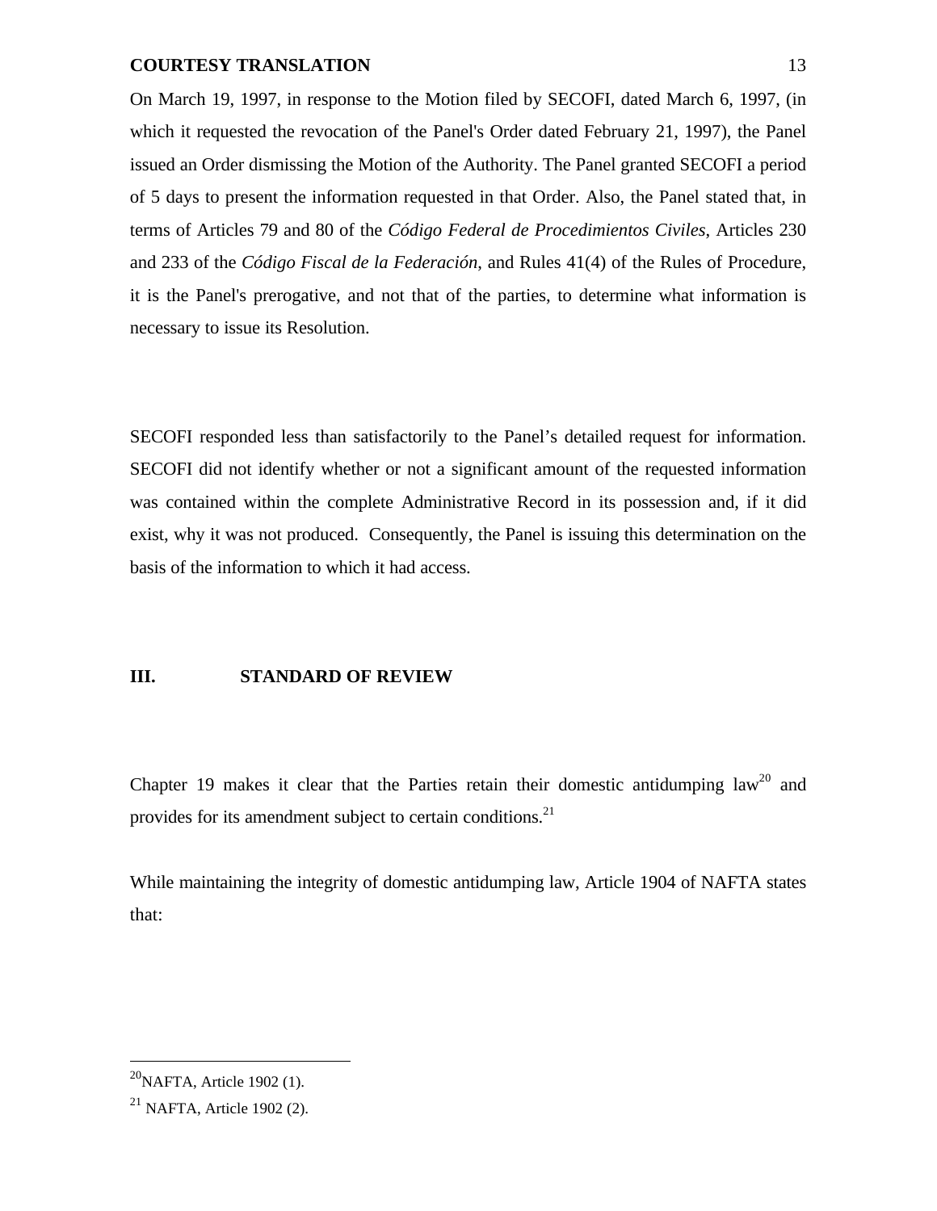On March 19, 1997, in response to the Motion filed by SECOFI, dated March 6, 1997, (in which it requested the revocation of the Panel's Order dated February 21, 1997), the Panel issued an Order dismissing the Motion of the Authority. The Panel granted SECOFI a period of 5 days to present the information requested in that Order. Also, the Panel stated that, in terms of Articles 79 and 80 of the *Código Federal de Procedimientos Civiles*, Articles 230 and 233 of the *Código Fiscal de la Federación*, and Rules 41(4) of the Rules of Procedure, it is the Panel's prerogative, and not that of the parties, to determine what information is necessary to issue its Resolution.

SECOFI responded less than satisfactorily to the Panel's detailed request for information. SECOFI did not identify whether or not a significant amount of the requested information was contained within the complete Administrative Record in its possession and, if it did exist, why it was not produced. Consequently, the Panel is issuing this determination on the basis of the information to which it had access.

## III. STANDARD OF REVIEW

Chapter 19 makes it clear that the Parties retain their domestic antidumping law[20] and provides for its amendment subject to certain conditions.[21]

While maintaining the integrity of domestic antidumping law, Article 1904 of NAFTA states that:

---

[20] NAFTA, Article 1902 (1).

[21] NAFTA, Article 1902 (2).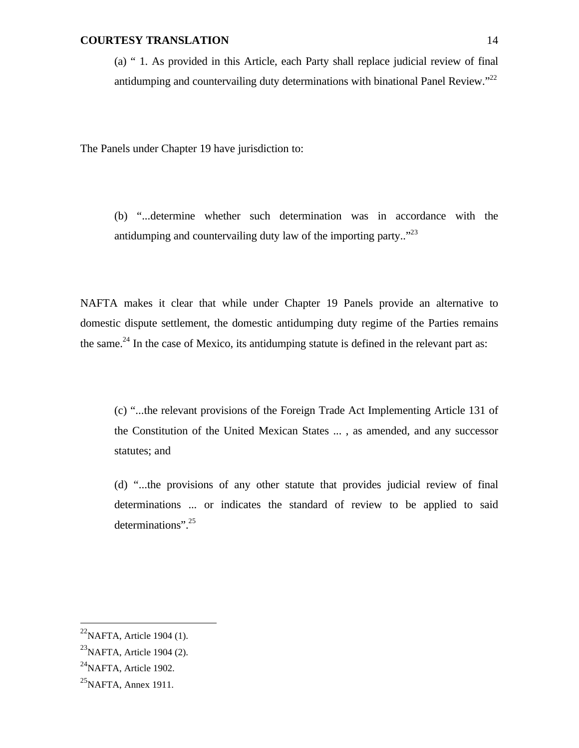(a) " 1. As provided in this Article, each Party shall replace judicial review of final antidumping and countervailing duty determinations with binational Panel Review."[22]

The Panels under Chapter 19 have jurisdiction to:

(b) "...determine whether such determination was in accordance with the antidumping and countervailing duty law of the importing party.."[23]

NAFTA makes it clear that while under Chapter 19 Panels provide an alternative to domestic dispute settlement, the domestic antidumping duty regime of the Parties remains the same.[24] In the case of Mexico, its antidumping statute is defined in the relevant part as:

(c) "...the relevant provisions of the Foreign Trade Act Implementing Article 131 of the Constitution of the United Mexican States ... , as amended, and any successor statutes; and

(d) "...the provisions of any other statute that provides judicial review of final determinations ... or indicates the standard of review to be applied to said determinations".[25]

---

[22] NAFTA, Article 1904 (1).

[23] NAFTA, Article 1904 (2).

[24] NAFTA, Article 1902.

[25] NAFTA, Annex 1911.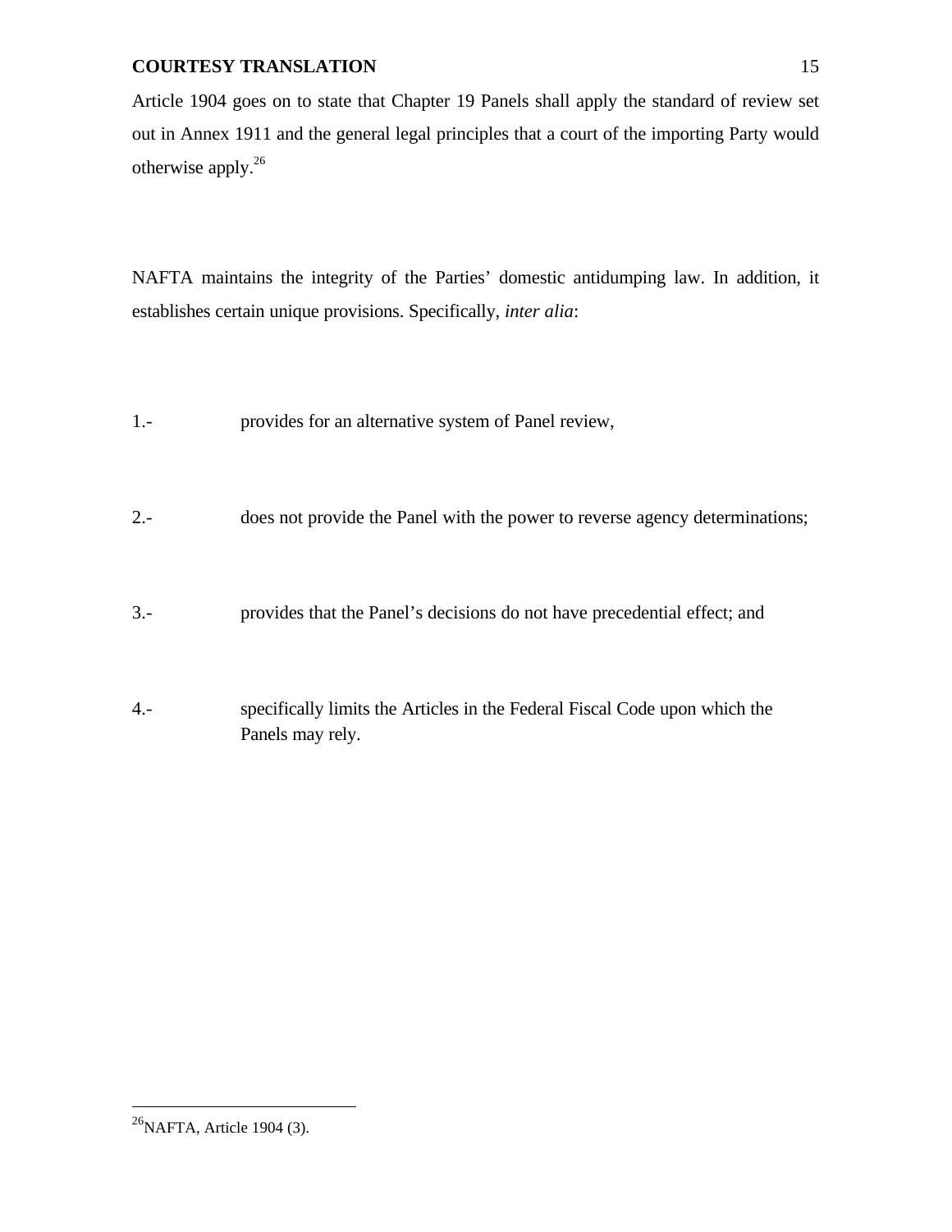Article 1904 goes on to state that Chapter 19 Panels shall apply the standard of review set out in Annex 1911 and the general legal principles that a court of the importing Party would otherwise apply.[26]

NAFTA maintains the integrity of the Parties' domestic antidumping law. In addition, it establishes certain unique provisions. Specifically, *inter alia*:

1.- provides for an alternative system of Panel review,

2.- does not provide the Panel with the power to reverse agency determinations;

3.- provides that the Panel's decisions do not have precedential effect; and

4.- specifically limits the Articles in the Federal Fiscal Code upon which the Panels may rely.

---

[26] NAFTA, Article 1904 (3).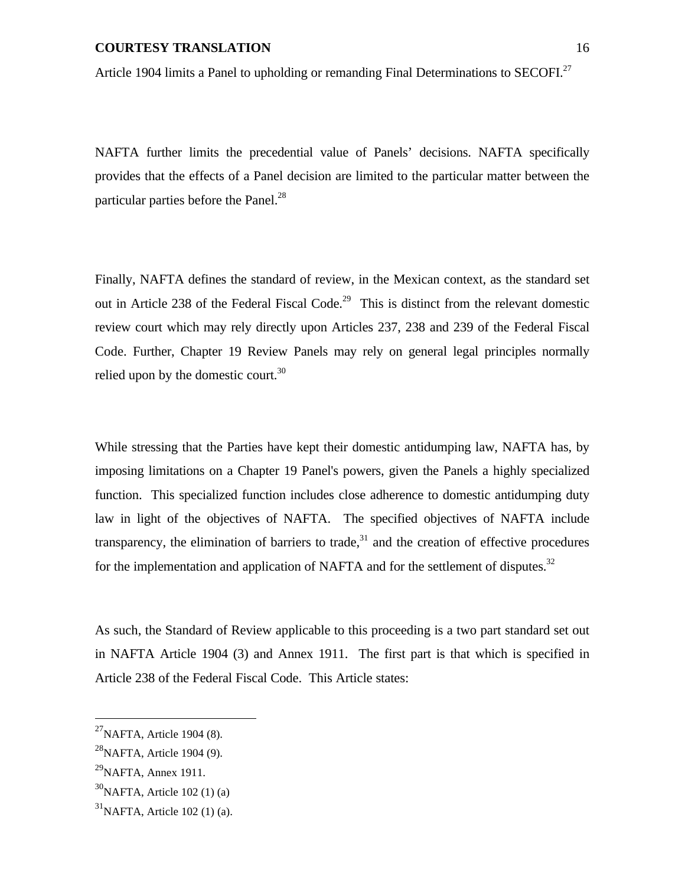Article 1904 limits a Panel to upholding or remanding Final Determinations to SECOFI.[27]

NAFTA further limits the precedential value of Panels' decisions. NAFTA specifically provides that the effects of a Panel decision are limited to the particular matter between the particular parties before the Panel.[28]

Finally, NAFTA defines the standard of review, in the Mexican context, as the standard set out in Article 238 of the Federal Fiscal Code.[29] This is distinct from the relevant domestic review court which may rely directly upon Articles 237, 238 and 239 of the Federal Fiscal Code. Further, Chapter 19 Review Panels may rely on general legal principles normally relied upon by the domestic court.[30]

While stressing that the Parties have kept their domestic antidumping law, NAFTA has, by imposing limitations on a Chapter 19 Panel's powers, given the Panels a highly specialized function. This specialized function includes close adherence to domestic antidumping duty law in light of the objectives of NAFTA. The specified objectives of NAFTA include transparency, the elimination of barriers to trade,[31] and the creation of effective procedures for the implementation and application of NAFTA and for the settlement of disputes.[32]

As such, the Standard of Review applicable to this proceeding is a two part standard set out in NAFTA Article 1904 (3) and Annex 1911. The first part is that which is specified in Article 238 of the Federal Fiscal Code. This Article states:

---

[27] NAFTA, Article 1904 (8).

[28] NAFTA, Article 1904 (9).

[29] NAFTA, Annex 1911.

[30] NAFTA, Article 102 (1) (a)

[31] NAFTA, Article 102 (1) (a).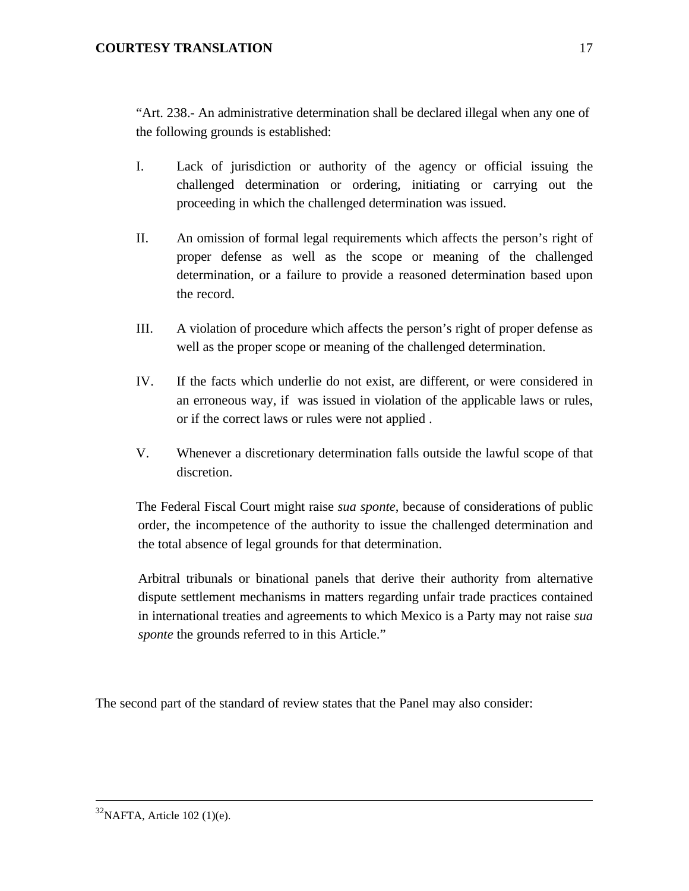"Art. 238.- An administrative determination shall be declared illegal when any one of the following grounds is established:

I. Lack of jurisdiction or authority of the agency or official issuing the challenged determination or ordering, initiating or carrying out the proceeding in which the challenged determination was issued.

II. An omission of formal legal requirements which affects the person's right of proper defense as well as the scope or meaning of the challenged determination, or a failure to provide a reasoned determination based upon the record.

III. A violation of procedure which affects the person's right of proper defense as well as the proper scope or meaning of the challenged determination.

IV. If the facts which underlie do not exist, are different, or were considered in an erroneous way, if was issued in violation of the applicable laws or rules, or if the correct laws or rules were not applied .

V. Whenever a discretionary determination falls outside the lawful scope of that discretion.

The Federal Fiscal Court might raise *sua sponte*, because of considerations of public order, the incompetence of the authority to issue the challenged determination and the total absence of legal grounds for that determination.

Arbitral tribunals or binational panels that derive their authority from alternative dispute settlement mechanisms in matters regarding unfair trade practices contained in international treaties and agreements to which Mexico is a Party may not raise *sua sponte* the grounds referred to in this Article."

The second part of the standard of review states that the Panel may also consider:

[32] NAFTA, Article 102 (1)(e).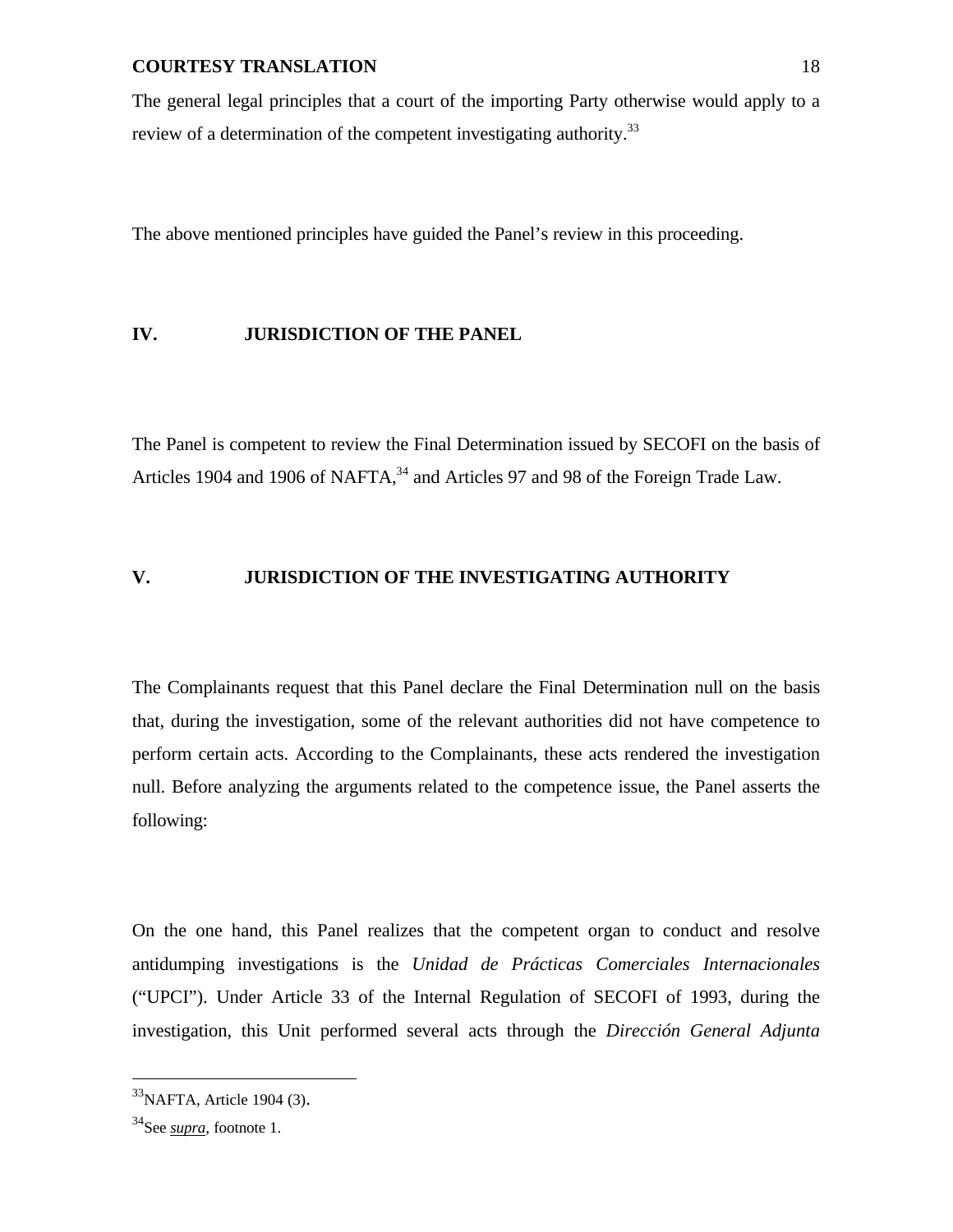The general legal principles that a court of the importing Party otherwise would apply to a review of a determination of the competent investigating authority.[33]

The above mentioned principles have guided the Panel's review in this proceeding.

## IV. JURISDICTION OF THE PANEL

The Panel is competent to review the Final Determination issued by SECOFI on the basis of Articles 1904 and 1906 of NAFTA,[34] and Articles 97 and 98 of the Foreign Trade Law.

## V. JURISDICTION OF THE INVESTIGATING AUTHORITY

The Complainants request that this Panel declare the Final Determination null on the basis that, during the investigation, some of the relevant authorities did not have competence to perform certain acts. According to the Complainants, these acts rendered the investigation null. Before analyzing the arguments related to the competence issue, the Panel asserts the following:

On the one hand, this Panel realizes that the competent organ to conduct and resolve antidumping investigations is the *Unidad de Prácticas Comerciales Internacionales* ("UPCI"). Under Article 33 of the Internal Regulation of SECOFI of 1993, during the investigation, this Unit performed several acts through the *Dirección General Adjunta*

---

[33] NAFTA, Article 1904 (3).

[34] See *supra*, footnote 1.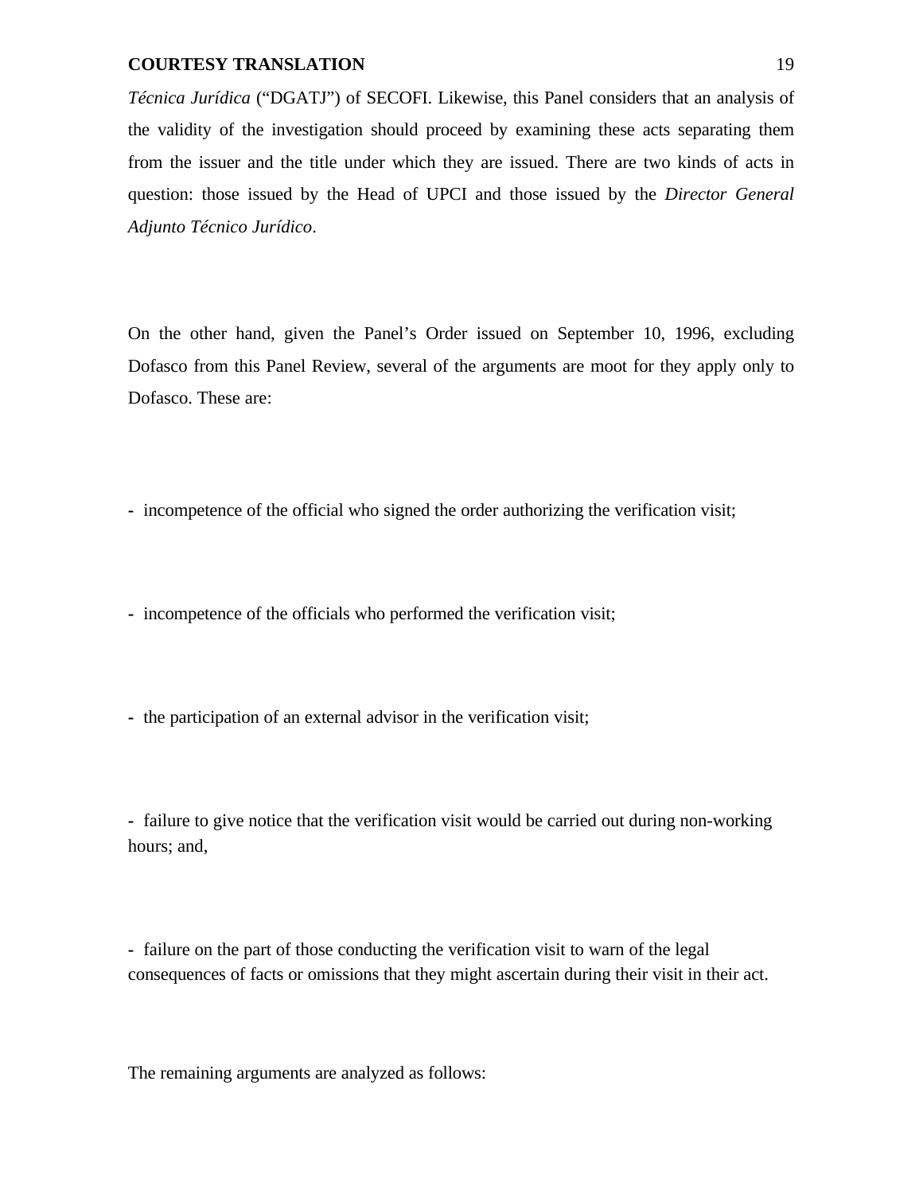*Técnica Jurídica* (“DGATJ”) of SECOFI. Likewise, this Panel considers that an analysis of the validity of the investigation should proceed by examining these acts separating them from the issuer and the title under which they are issued. There are two kinds of acts in question: those issued by the Head of UPCI and those issued by the *Director General Adjunto Técnico Jurídico*.

On the other hand, given the Panel’s Order issued on September 10, 1996, excluding Dofasco from this Panel Review, several of the arguments are moot for they apply only to Dofasco. These are:

- incompetence of the official who signed the order authorizing the verification visit;

- incompetence of the officials who performed the verification visit;

- the participation of an external advisor in the verification visit;

- failure to give notice that the verification visit would be carried out during non-working hours; and,

- failure on the part of those conducting the verification visit to warn of the legal consequences of facts or omissions that they might ascertain during their visit in their act.

The remaining arguments are analyzed as follows: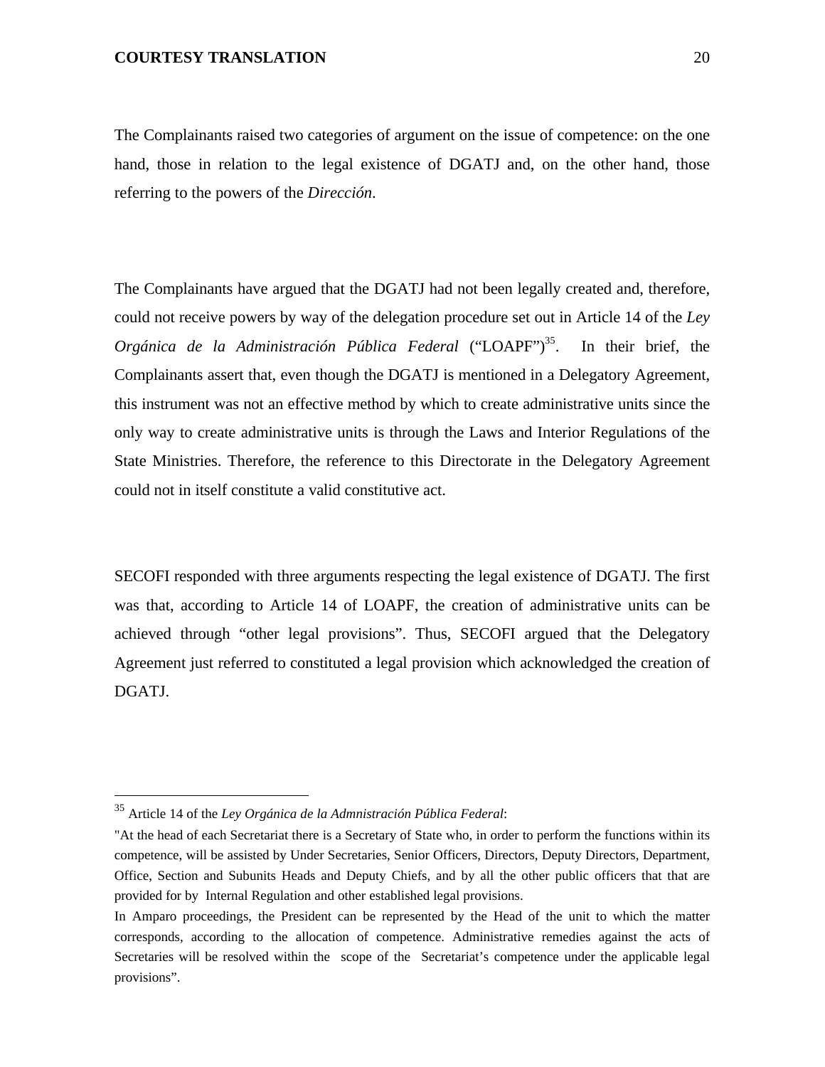The Complainants raised two categories of argument on the issue of competence: on the one hand, those in relation to the legal existence of DGATJ and, on the other hand, those referring to the powers of the *Dirección*.

The Complainants have argued that the DGATJ had not been legally created and, therefore, could not receive powers by way of the delegation procedure set out in Article 14 of the *Ley Orgánica de la Administración Pública Federal* ("LOAPF")[35]. In their brief, the Complainants assert that, even though the DGATJ is mentioned in a Delegatory Agreement, this instrument was not an effective method by which to create administrative units since the only way to create administrative units is through the Laws and Interior Regulations of the State Ministries. Therefore, the reference to this Directorate in the Delegatory Agreement could not in itself constitute a valid constitutive act.

SECOFI responded with three arguments respecting the legal existence of DGATJ. The first was that, according to Article 14 of LOAPF, the creation of administrative units can be achieved through "other legal provisions". Thus, SECOFI argued that the Delegatory Agreement just referred to constituted a legal provision which acknowledged the creation of DGATJ.

---

[35] Article 14 of the *Ley Orgánica de la Admnistración Pública Federal*:

"At the head of each Secretariat there is a Secretary of State who, in order to perform the functions within its competence, will be assisted by Under Secretaries, Senior Officers, Directors, Deputy Directors, Department, Office, Section and Subunits Heads and Deputy Chiefs, and by all the other public officers that that are provided for by Internal Regulation and other established legal provisions.

In Amparo proceedings, the President can be represented by the Head of the unit to which the matter corresponds, according to the allocation of competence. Administrative remedies against the acts of Secretaries will be resolved within the scope of the Secretariat's competence under the applicable legal provisions".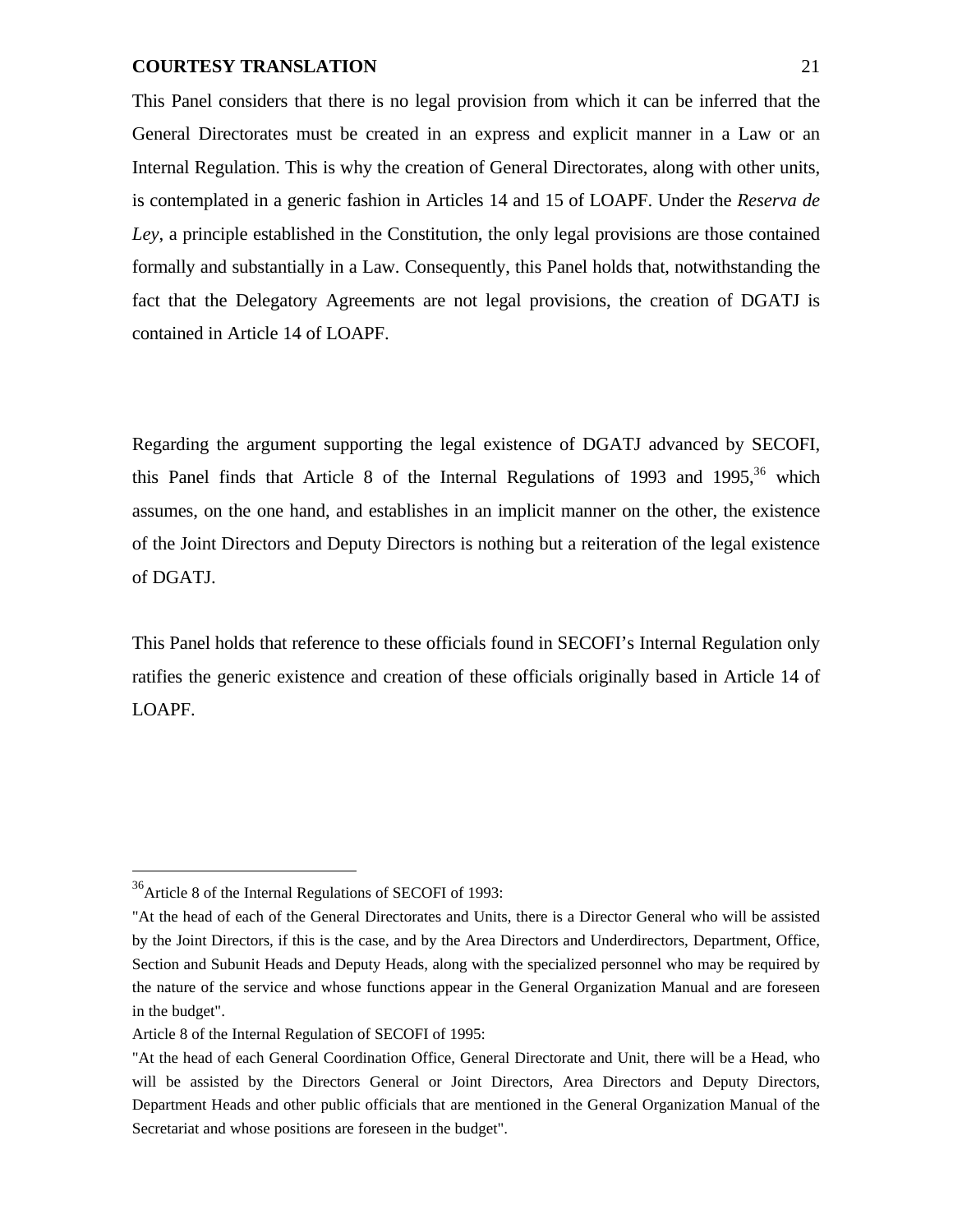This Panel considers that there is no legal provision from which it can be inferred that the General Directorates must be created in an express and explicit manner in a Law or an Internal Regulation. This is why the creation of General Directorates, along with other units, is contemplated in a generic fashion in Articles 14 and 15 of LOAPF. Under the *Reserva de Ley*, a principle established in the Constitution, the only legal provisions are those contained formally and substantially in a Law. Consequently, this Panel holds that, notwithstanding the fact that the Delegatory Agreements are not legal provisions, the creation of DGATJ is contained in Article 14 of LOAPF.

Regarding the argument supporting the legal existence of DGATJ advanced by SECOFI, this Panel finds that Article 8 of the Internal Regulations of 1993 and 1995,[36] which assumes, on the one hand, and establishes in an implicit manner on the other, the existence of the Joint Directors and Deputy Directors is nothing but a reiteration of the legal existence of DGATJ.

This Panel holds that reference to these officials found in SECOFI's Internal Regulation only ratifies the generic existence and creation of these officials originally based in Article 14 of LOAPF.

---

[36] Article 8 of the Internal Regulations of SECOFI of 1993:

"At the head of each of the General Directorates and Units, there is a Director General who will be assisted by the Joint Directors, if this is the case, and by the Area Directors and Underdirectors, Department, Office, Section and Subunit Heads and Deputy Heads, along with the specialized personnel who may be required by the nature of the service and whose functions appear in the General Organization Manual and are foreseen in the budget".

Article 8 of the Internal Regulation of SECOFI of 1995:

"At the head of each General Coordination Office, General Directorate and Unit, there will be a Head, who will be assisted by the Directors General or Joint Directors, Area Directors and Deputy Directors, Department Heads and other public officials that are mentioned in the General Organization Manual of the Secretariat and whose positions are foreseen in the budget".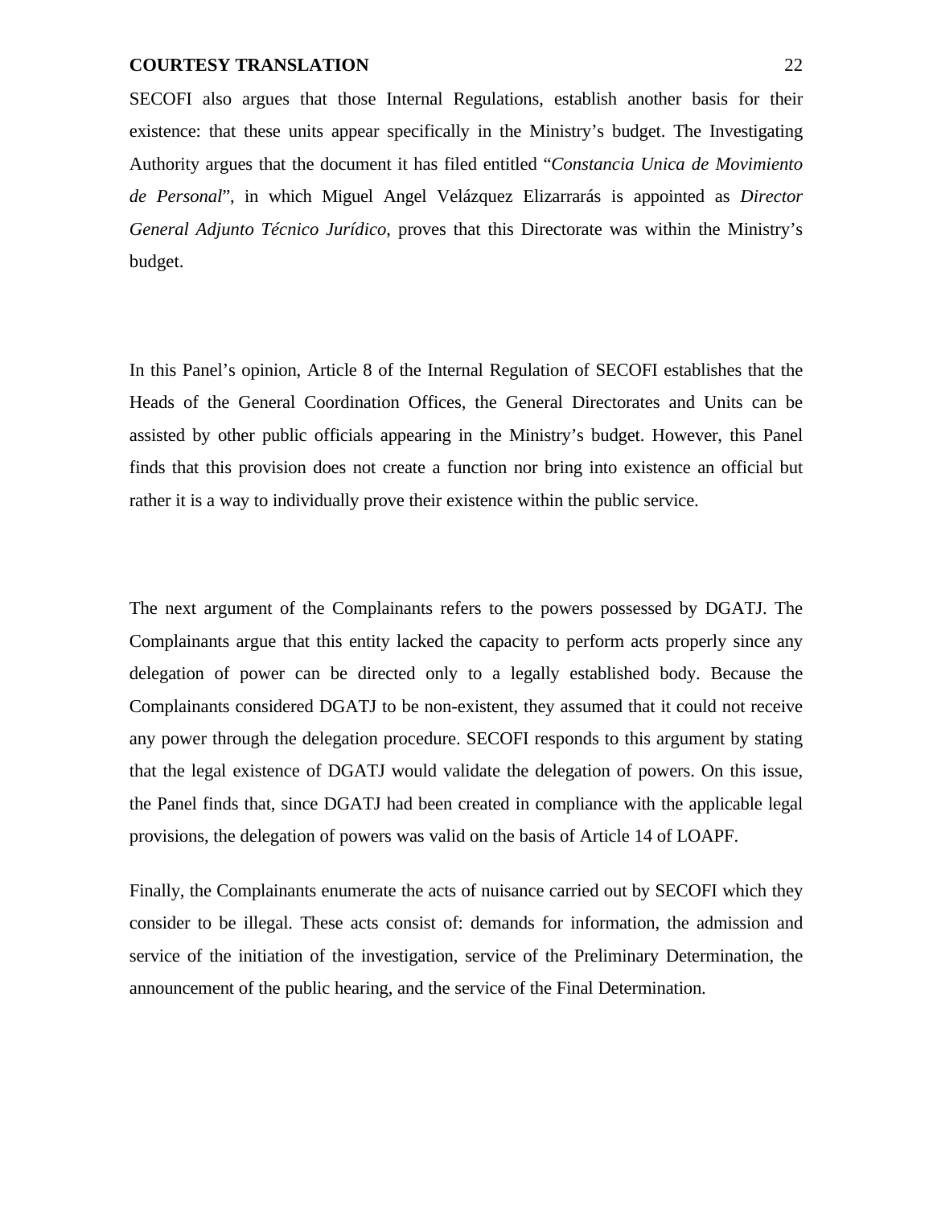SECOFI also argues that those Internal Regulations, establish another basis for their existence: that these units appear specifically in the Ministry's budget. The Investigating Authority argues that the document it has filed entitled "*Constancia Unica de Movimiento de Personal*", in which Miguel Angel Velázquez Elizarrarás is appointed as *Director General Adjunto Técnico Jurídico*, proves that this Directorate was within the Ministry's budget.

In this Panel's opinion, Article 8 of the Internal Regulation of SECOFI establishes that the Heads of the General Coordination Offices, the General Directorates and Units can be assisted by other public officials appearing in the Ministry's budget. However, this Panel finds that this provision does not create a function nor bring into existence an official but rather it is a way to individually prove their existence within the public service.

The next argument of the Complainants refers to the powers possessed by DGATJ. The Complainants argue that this entity lacked the capacity to perform acts properly since any delegation of power can be directed only to a legally established body. Because the Complainants considered DGATJ to be non-existent, they assumed that it could not receive any power through the delegation procedure. SECOFI responds to this argument by stating that the legal existence of DGATJ would validate the delegation of powers. On this issue, the Panel finds that, since DGATJ had been created in compliance with the applicable legal provisions, the delegation of powers was valid on the basis of Article 14 of LOAPF.

Finally, the Complainants enumerate the acts of nuisance carried out by SECOFI which they consider to be illegal. These acts consist of: demands for information, the admission and service of the initiation of the investigation, service of the Preliminary Determination, the announcement of the public hearing, and the service of the Final Determination.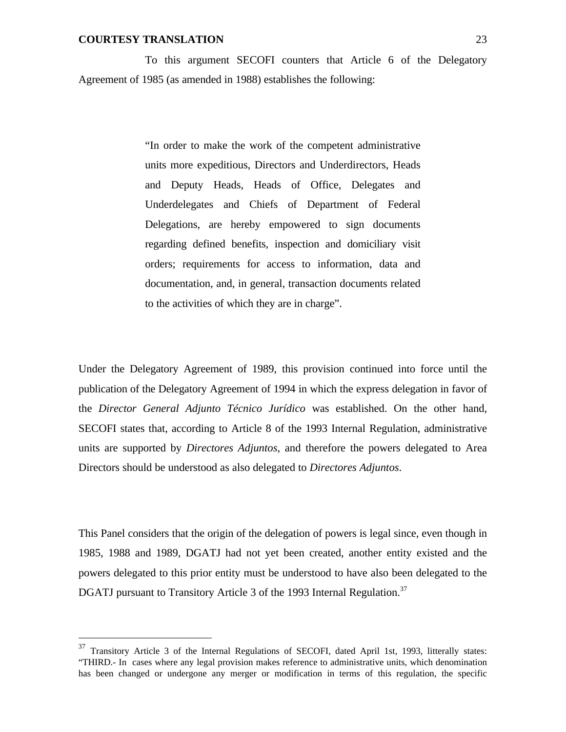To this argument SECOFI counters that Article 6 of the Delegatory Agreement of 1985 (as amended in 1988) establishes the following:

> "In order to make the work of the competent administrative units more expeditious, Directors and Underdirectors, Heads and Deputy Heads, Heads of Office, Delegates and Underdelegates and Chiefs of Department of Federal Delegations, are hereby empowered to sign documents regarding defined benefits, inspection and domiciliary visit orders; requirements for access to information, data and documentation, and, in general, transaction documents related to the activities of which they are in charge".

Under the Delegatory Agreement of 1989, this provision continued into force until the publication of the Delegatory Agreement of 1994 in which the express delegation in favor of the *Director General Adjunto Técnico Jurídico* was established. On the other hand, SECOFI states that, according to Article 8 of the 1993 Internal Regulation, administrative units are supported by *Directores Adjuntos*, and therefore the powers delegated to Area Directors should be understood as also delegated to *Directores Adjuntos*.

This Panel considers that the origin of the delegation of powers is legal since, even though in 1985, 1988 and 1989, DGATJ had not yet been created, another entity existed and the powers delegated to this prior entity must be understood to have also been delegated to the DGATJ pursuant to Transitory Article 3 of the 1993 Internal Regulation.[37]

---

[37] Transitory Article 3 of the Internal Regulations of SECOFI, dated April 1st, 1993, litterally states: "THIRD.- In cases where any legal provision makes reference to administrative units, which denomination has been changed or undergone any merger or modification in terms of this regulation, the specific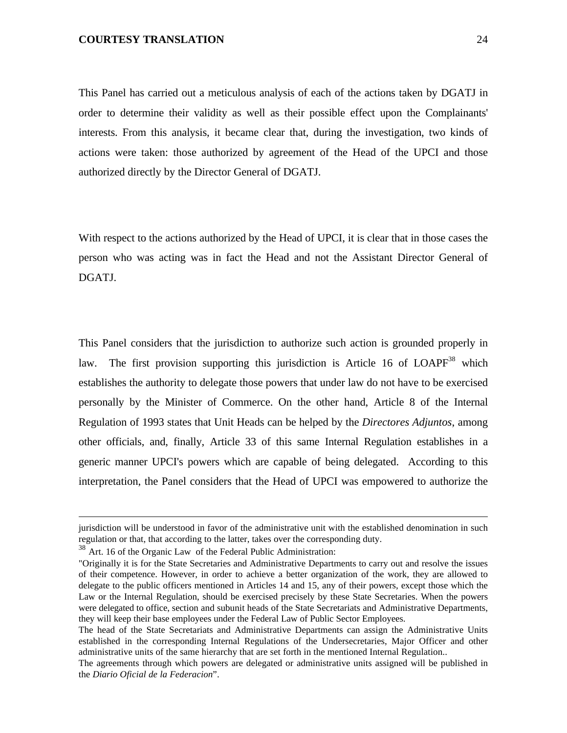This Panel has carried out a meticulous analysis of each of the actions taken by DGATJ in order to determine their validity as well as their possible effect upon the Complainants' interests. From this analysis, it became clear that, during the investigation, two kinds of actions were taken: those authorized by agreement of the Head of the UPCI and those authorized directly by the Director General of DGATJ.

With respect to the actions authorized by the Head of UPCI, it is clear that in those cases the person who was acting was in fact the Head and not the Assistant Director General of DGATJ.

This Panel considers that the jurisdiction to authorize such action is grounded properly in law. The first provision supporting this jurisdiction is Article 16 of LOAPF[38] which establishes the authority to delegate those powers that under law do not have to be exercised personally by the Minister of Commerce. On the other hand, Article 8 of the Internal Regulation of 1993 states that Unit Heads can be helped by the *Directores Adjuntos*, among other officials, and, finally, Article 33 of this same Internal Regulation establishes in a generic manner UPCI's powers which are capable of being delegated. According to this interpretation, the Panel considers that the Head of UPCI was empowered to authorize the

---

jurisdiction will be understood in favor of the administrative unit with the established denomination in such regulation or that, that according to the latter, takes over the corresponding duty.

[38] Art. 16 of the Organic Law of the Federal Public Administration:

"Originally it is for the State Secretaries and Administrative Departments to carry out and resolve the issues of their competence. However, in order to achieve a better organization of the work, they are allowed to delegate to the public officers mentioned in Articles 14 and 15, any of their powers, except those which the Law or the Internal Regulation, should be exercised precisely by these State Secretaries. When the powers were delegated to office, section and subunit heads of the State Secretariats and Administrative Departments, they will keep their base employees under the Federal Law of Public Sector Employees.

The head of the State Secretariats and Administrative Departments can assign the Administrative Units established in the corresponding Internal Regulations of the Undersecretaries, Major Officer and other administrative units of the same hierarchy that are set forth in the mentioned Internal Regulation..

The agreements through which powers are delegated or administrative units assigned will be published in the *Diario Oficial de la Federacion*".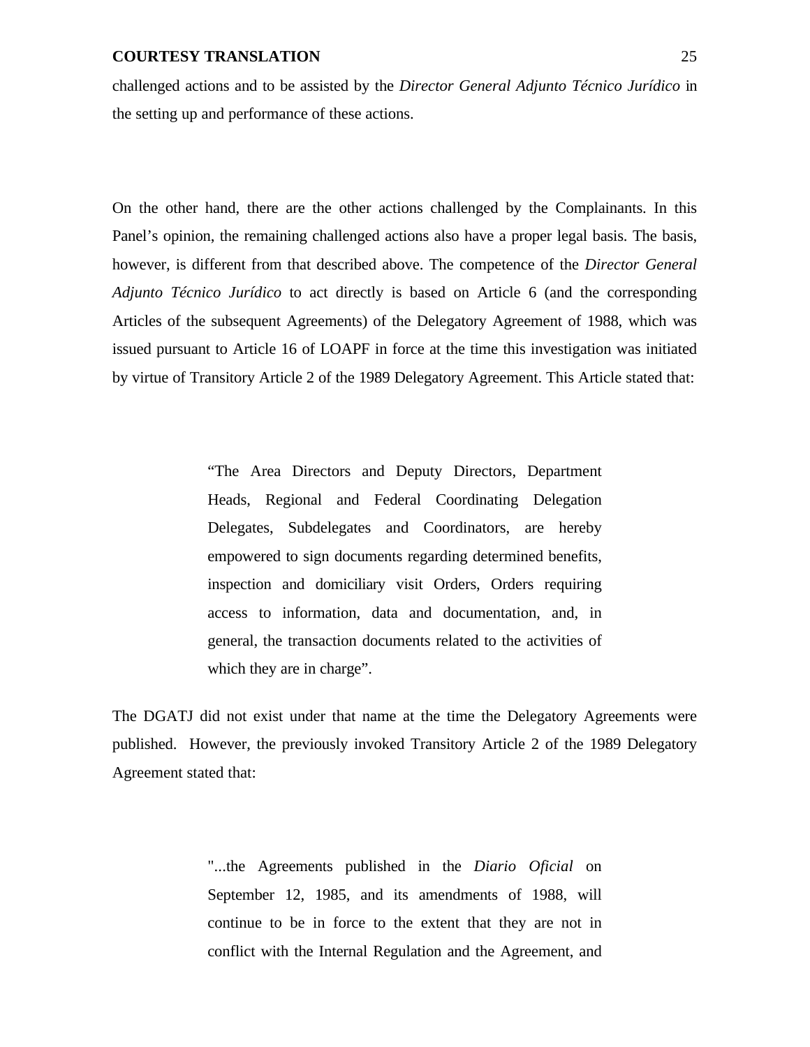challenged actions and to be assisted by the *Director General Adjunto Técnico Jurídico* in the setting up and performance of these actions.

On the other hand, there are the other actions challenged by the Complainants. In this Panel's opinion, the remaining challenged actions also have a proper legal basis. The basis, however, is different from that described above. The competence of the *Director General Adjunto Técnico Jurídico* to act directly is based on Article 6 (and the corresponding Articles of the subsequent Agreements) of the Delegatory Agreement of 1988, which was issued pursuant to Article 16 of LOAPF in force at the time this investigation was initiated by virtue of Transitory Article 2 of the 1989 Delegatory Agreement. This Article stated that:

> "The Area Directors and Deputy Directors, Department Heads, Regional and Federal Coordinating Delegation Delegates, Subdelegates and Coordinators, are hereby empowered to sign documents regarding determined benefits, inspection and domiciliary visit Orders, Orders requiring access to information, data and documentation, and, in general, the transaction documents related to the activities of which they are in charge".

The DGATJ did not exist under that name at the time the Delegatory Agreements were published. However, the previously invoked Transitory Article 2 of the 1989 Delegatory Agreement stated that:

> "...the Agreements published in the *Diario Oficial* on September 12, 1985, and its amendments of 1988, will continue to be in force to the extent that they are not in conflict with the Internal Regulation and the Agreement, and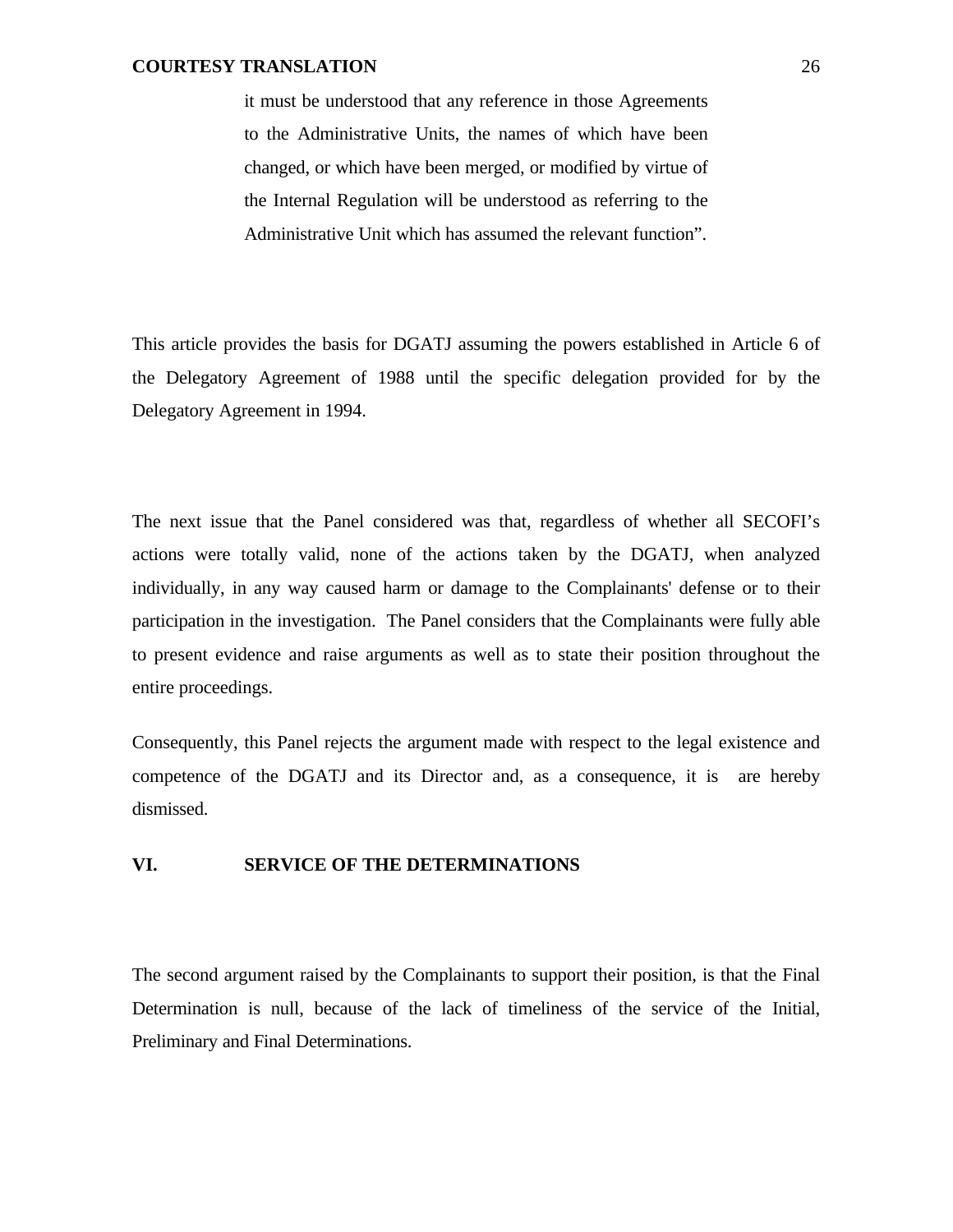> it must be understood that any reference in those Agreements to the Administrative Units, the names of which have been changed, or which have been merged, or modified by virtue of the Internal Regulation will be understood as referring to the Administrative Unit which has assumed the relevant function".

This article provides the basis for DGATJ assuming the powers established in Article 6 of the Delegatory Agreement of 1988 until the specific delegation provided for by the Delegatory Agreement in 1994.

The next issue that the Panel considered was that, regardless of whether all SECOFI's actions were totally valid, none of the actions taken by the DGATJ, when analyzed individually, in any way caused harm or damage to the Complainants' defense or to their participation in the investigation. The Panel considers that the Complainants were fully able to present evidence and raise arguments as well as to state their position throughout the entire proceedings.

Consequently, this Panel rejects the argument made with respect to the legal existence and competence of the DGATJ and its Director and, as a consequence, it is are hereby dismissed.

## VI. SERVICE OF THE DETERMINATIONS

The second argument raised by the Complainants to support their position, is that the Final Determination is null, because of the lack of timeliness of the service of the Initial, Preliminary and Final Determinations.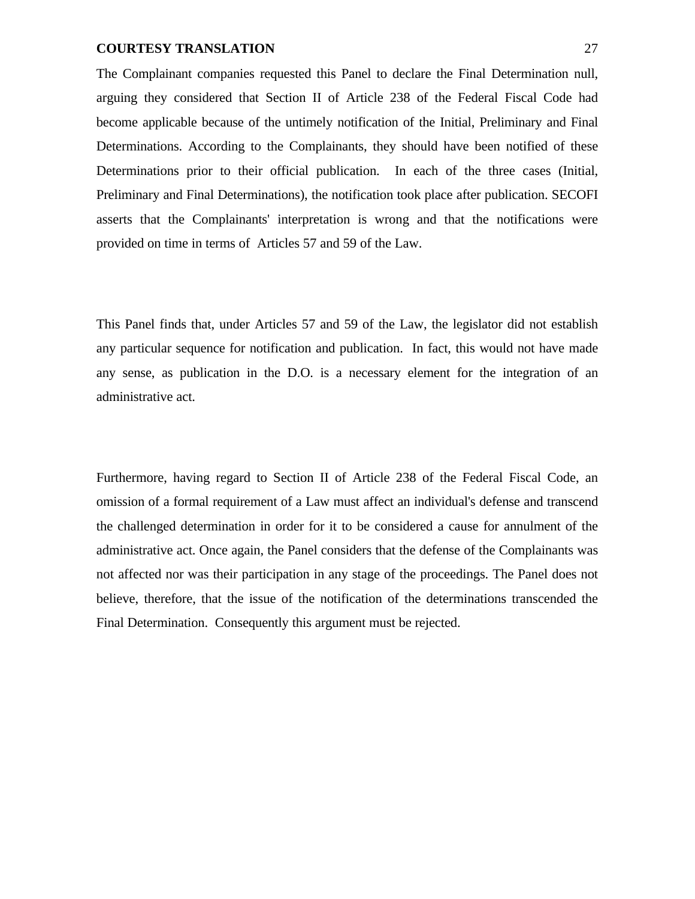The Complainant companies requested this Panel to declare the Final Determination null, arguing they considered that Section II of Article 238 of the Federal Fiscal Code had become applicable because of the untimely notification of the Initial, Preliminary and Final Determinations. According to the Complainants, they should have been notified of these Determinations prior to their official publication. In each of the three cases (Initial, Preliminary and Final Determinations), the notification took place after publication. SECOFI asserts that the Complainants' interpretation is wrong and that the notifications were provided on time in terms of Articles 57 and 59 of the Law.

This Panel finds that, under Articles 57 and 59 of the Law, the legislator did not establish any particular sequence for notification and publication. In fact, this would not have made any sense, as publication in the D.O. is a necessary element for the integration of an administrative act.

Furthermore, having regard to Section II of Article 238 of the Federal Fiscal Code, an omission of a formal requirement of a Law must affect an individual's defense and transcend the challenged determination in order for it to be considered a cause for annulment of the administrative act. Once again, the Panel considers that the defense of the Complainants was not affected nor was their participation in any stage of the proceedings. The Panel does not believe, therefore, that the issue of the notification of the determinations transcended the Final Determination. Consequently this argument must be rejected.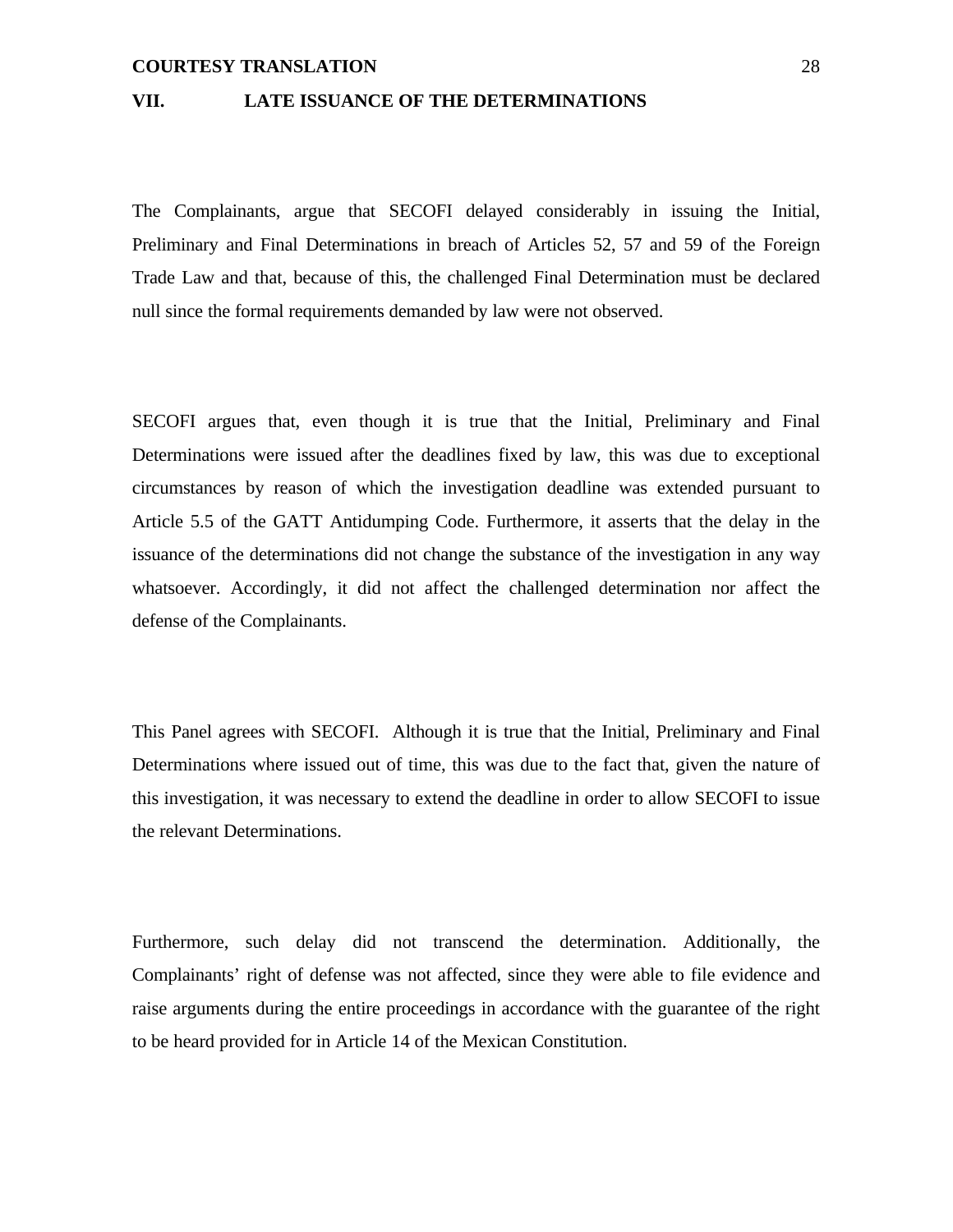## VII. LATE ISSUANCE OF THE DETERMINATIONS

The Complainants, argue that SECOFI delayed considerably in issuing the Initial, Preliminary and Final Determinations in breach of Articles 52, 57 and 59 of the Foreign Trade Law and that, because of this, the challenged Final Determination must be declared null since the formal requirements demanded by law were not observed.

SECOFI argues that, even though it is true that the Initial, Preliminary and Final Determinations were issued after the deadlines fixed by law, this was due to exceptional circumstances by reason of which the investigation deadline was extended pursuant to Article 5.5 of the GATT Antidumping Code. Furthermore, it asserts that the delay in the issuance of the determinations did not change the substance of the investigation in any way whatsoever. Accordingly, it did not affect the challenged determination nor affect the defense of the Complainants.

This Panel agrees with SECOFI. Although it is true that the Initial, Preliminary and Final Determinations where issued out of time, this was due to the fact that, given the nature of this investigation, it was necessary to extend the deadline in order to allow SECOFI to issue the relevant Determinations.

Furthermore, such delay did not transcend the determination. Additionally, the Complainants' right of defense was not affected, since they were able to file evidence and raise arguments during the entire proceedings in accordance with the guarantee of the right to be heard provided for in Article 14 of the Mexican Constitution.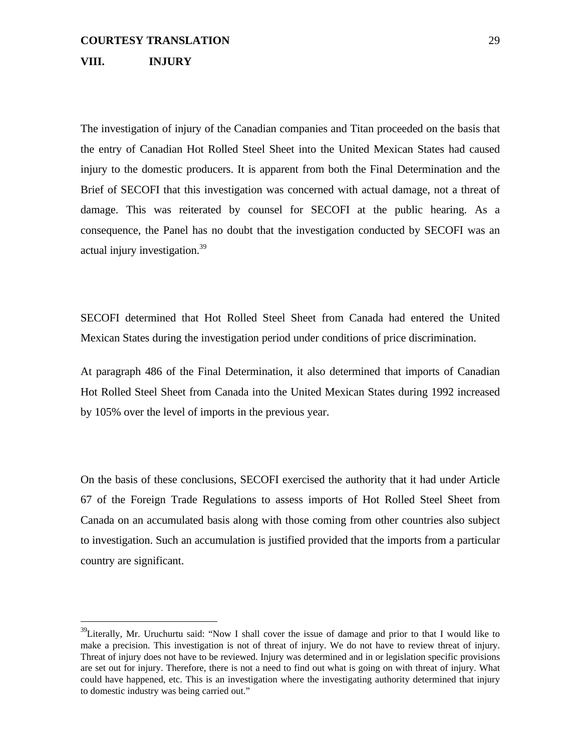## VIII. INJURY

The investigation of injury of the Canadian companies and Titan proceeded on the basis that the entry of Canadian Hot Rolled Steel Sheet into the United Mexican States had caused injury to the domestic producers. It is apparent from both the Final Determination and the Brief of SECOFI that this investigation was concerned with actual damage, not a threat of damage. This was reiterated by counsel for SECOFI at the public hearing. As a consequence, the Panel has no doubt that the investigation conducted by SECOFI was an actual injury investigation.[39]

SECOFI determined that Hot Rolled Steel Sheet from Canada had entered the United Mexican States during the investigation period under conditions of price discrimination.

At paragraph 486 of the Final Determination, it also determined that imports of Canadian Hot Rolled Steel Sheet from Canada into the United Mexican States during 1992 increased by 105% over the level of imports in the previous year.

On the basis of these conclusions, SECOFI exercised the authority that it had under Article 67 of the Foreign Trade Regulations to assess imports of Hot Rolled Steel Sheet from Canada on an accumulated basis along with those coming from other countries also subject to investigation. Such an accumulation is justified provided that the imports from a particular country are significant.

---

[39]Literally, Mr. Uruchurtu said: "Now I shall cover the issue of damage and prior to that I would like to make a precision. This investigation is not of threat of injury. We do not have to review threat of injury. Threat of injury does not have to be reviewed. Injury was determined and in or legislation specific provisions are set out for injury. Therefore, there is not a need to find out what is going on with threat of injury. What could have happened, etc. This is an investigation where the investigating authority determined that injury to domestic industry was being carried out."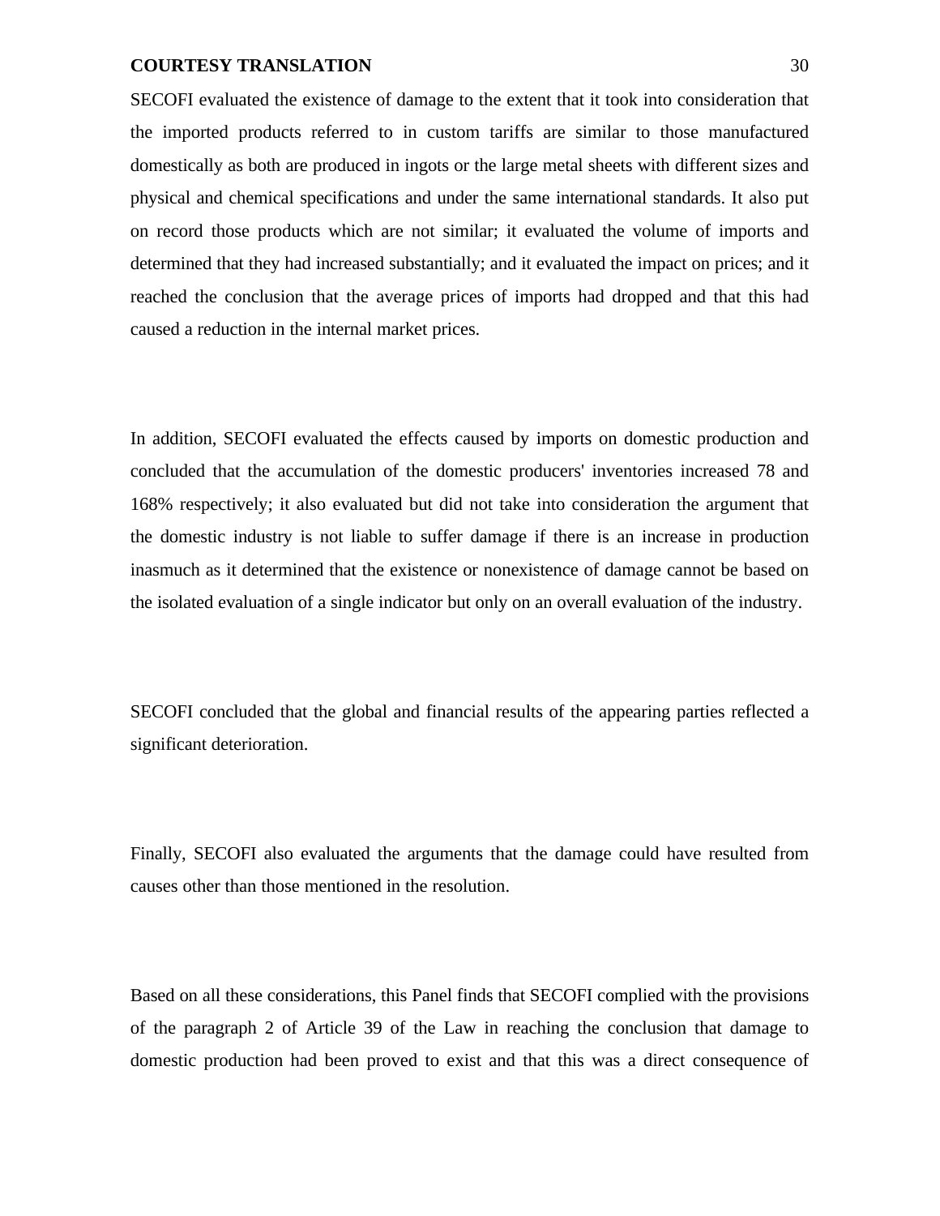SECOFI evaluated the existence of damage to the extent that it took into consideration that the imported products referred to in custom tariffs are similar to those manufactured domestically as both are produced in ingots or the large metal sheets with different sizes and physical and chemical specifications and under the same international standards. It also put on record those products which are not similar; it evaluated the volume of imports and determined that they had increased substantially; and it evaluated the impact on prices; and it reached the conclusion that the average prices of imports had dropped and that this had caused a reduction in the internal market prices.

In addition, SECOFI evaluated the effects caused by imports on domestic production and concluded that the accumulation of the domestic producers' inventories increased 78 and 168% respectively; it also evaluated but did not take into consideration the argument that the domestic industry is not liable to suffer damage if there is an increase in production inasmuch as it determined that the existence or nonexistence of damage cannot be based on the isolated evaluation of a single indicator but only on an overall evaluation of the industry.

SECOFI concluded that the global and financial results of the appearing parties reflected a significant deterioration.

Finally, SECOFI also evaluated the arguments that the damage could have resulted from causes other than those mentioned in the resolution.

Based on all these considerations, this Panel finds that SECOFI complied with the provisions of the paragraph 2 of Article 39 of the Law in reaching the conclusion that damage to domestic production had been proved to exist and that this was a direct consequence of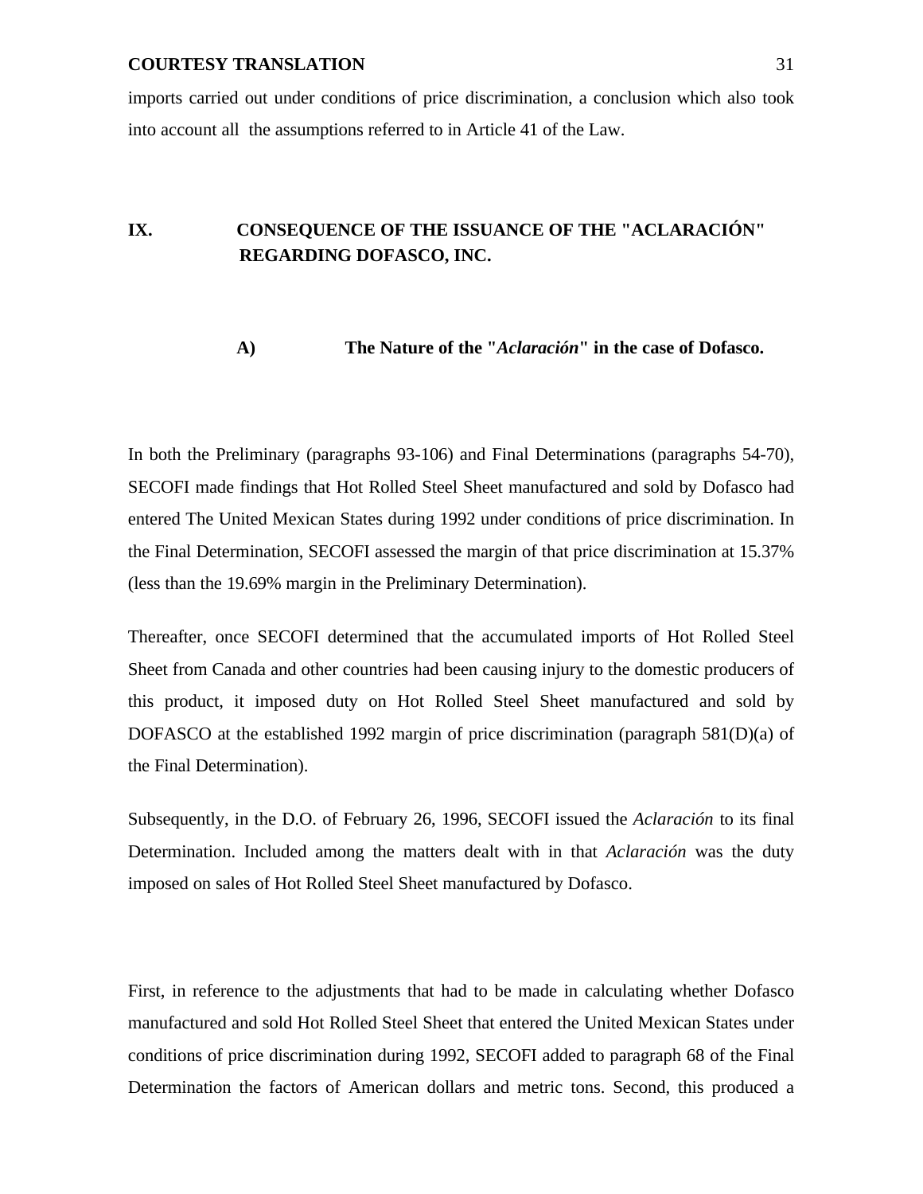imports carried out under conditions of price discrimination, a conclusion which also took into account all the assumptions referred to in Article 41 of the Law.

## IX. CONSEQUENCE OF THE ISSUANCE OF THE "ACLARACIÓN" REGARDING DOFASCO, INC.

### A) The Nature of the "*Aclaración*" in the case of Dofasco.

In both the Preliminary (paragraphs 93-106) and Final Determinations (paragraphs 54-70), SECOFI made findings that Hot Rolled Steel Sheet manufactured and sold by Dofasco had entered The United Mexican States during 1992 under conditions of price discrimination. In the Final Determination, SECOFI assessed the margin of that price discrimination at 15.37% (less than the 19.69% margin in the Preliminary Determination).

Thereafter, once SECOFI determined that the accumulated imports of Hot Rolled Steel Sheet from Canada and other countries had been causing injury to the domestic producers of this product, it imposed duty on Hot Rolled Steel Sheet manufactured and sold by DOFASCO at the established 1992 margin of price discrimination (paragraph 581(D)(a) of the Final Determination).

Subsequently, in the D.O. of February 26, 1996, SECOFI issued the *Aclaración* to its final Determination. Included among the matters dealt with in that *Aclaración* was the duty imposed on sales of Hot Rolled Steel Sheet manufactured by Dofasco.

First, in reference to the adjustments that had to be made in calculating whether Dofasco manufactured and sold Hot Rolled Steel Sheet that entered the United Mexican States under conditions of price discrimination during 1992, SECOFI added to paragraph 68 of the Final Determination the factors of American dollars and metric tons. Second, this produced a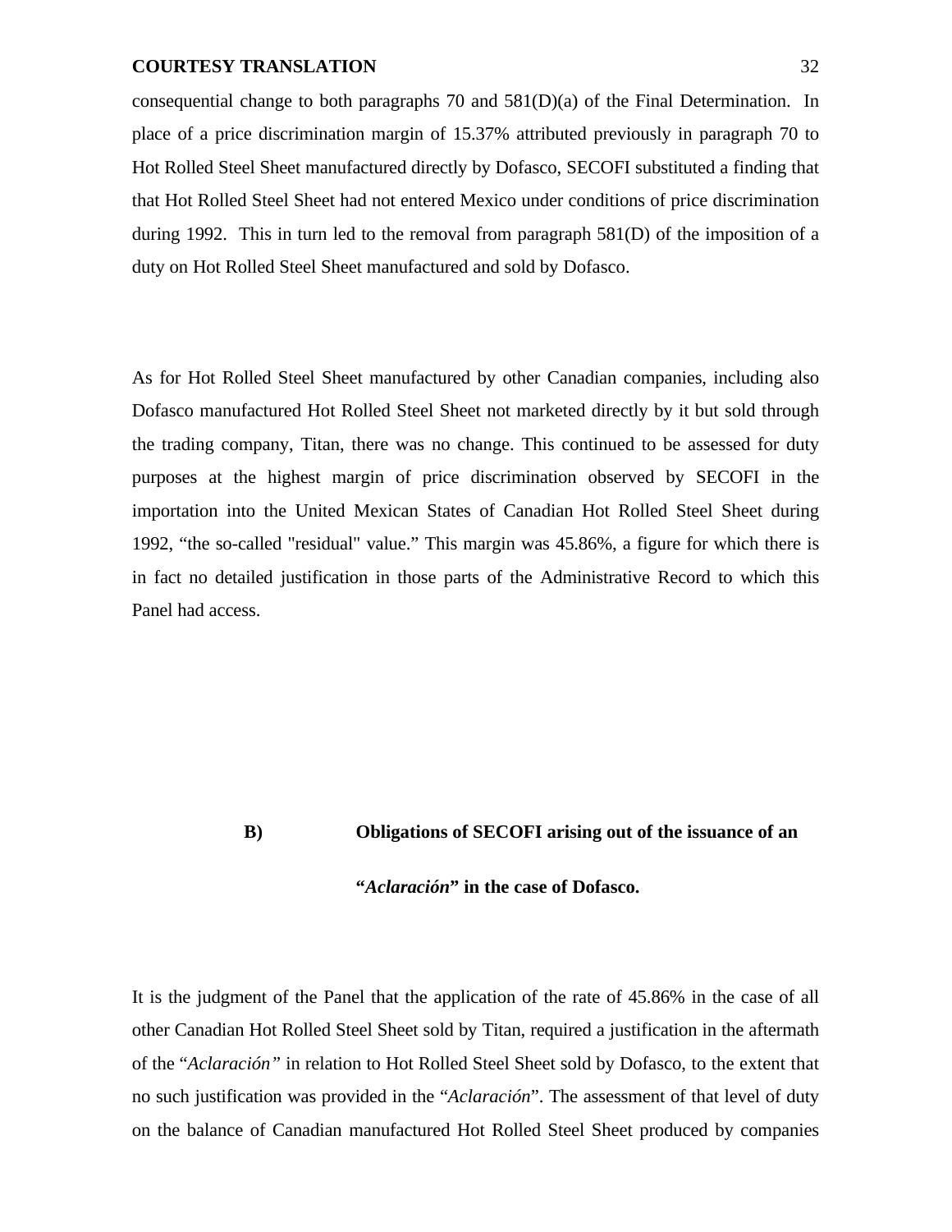consequential change to both paragraphs 70 and 581(D)(a) of the Final Determination. In place of a price discrimination margin of 15.37% attributed previously in paragraph 70 to Hot Rolled Steel Sheet manufactured directly by Dofasco, SECOFI substituted a finding that that Hot Rolled Steel Sheet had not entered Mexico under conditions of price discrimination during 1992. This in turn led to the removal from paragraph 581(D) of the imposition of a duty on Hot Rolled Steel Sheet manufactured and sold by Dofasco.

As for Hot Rolled Steel Sheet manufactured by other Canadian companies, including also Dofasco manufactured Hot Rolled Steel Sheet not marketed directly by it but sold through the trading company, Titan, there was no change. This continued to be assessed for duty purposes at the highest margin of price discrimination observed by SECOFI in the importation into the United Mexican States of Canadian Hot Rolled Steel Sheet during 1992, "the so-called "residual" value." This margin was 45.86%, a figure for which there is in fact no detailed justification in those parts of the Administrative Record to which this Panel had access.

### B) Obligations of SECOFI arising out of the issuance of an "*Aclaración*" in the case of Dofasco.

It is the judgment of the Panel that the application of the rate of 45.86% in the case of all other Canadian Hot Rolled Steel Sheet sold by Titan, required a justification in the aftermath of the "*Aclaración*" in relation to Hot Rolled Steel Sheet sold by Dofasco, to the extent that no such justification was provided in the "*Aclaración*". The assessment of that level of duty on the balance of Canadian manufactured Hot Rolled Steel Sheet produced by companies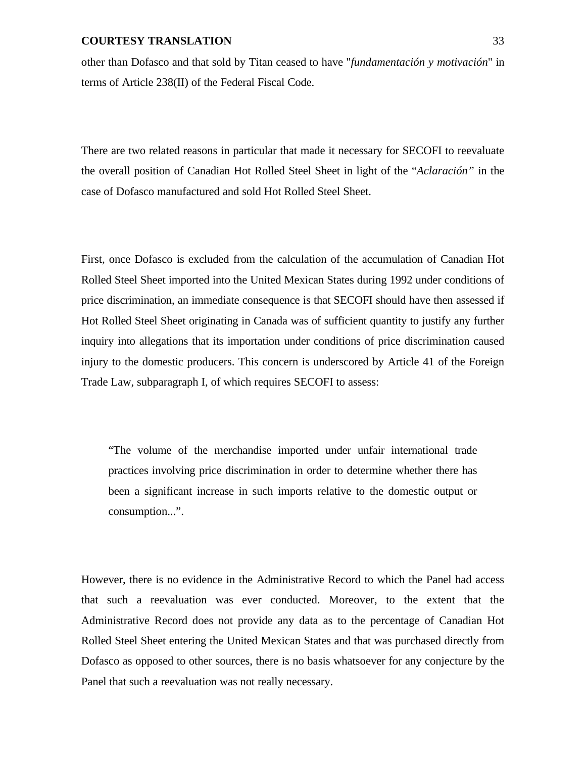other than Dofasco and that sold by Titan ceased to have "*fundamentación y motivación*" in terms of Article 238(II) of the Federal Fiscal Code.

There are two related reasons in particular that made it necessary for SECOFI to reevaluate the overall position of Canadian Hot Rolled Steel Sheet in light of the "*Aclaración*" in the case of Dofasco manufactured and sold Hot Rolled Steel Sheet.

First, once Dofasco is excluded from the calculation of the accumulation of Canadian Hot Rolled Steel Sheet imported into the United Mexican States during 1992 under conditions of price discrimination, an immediate consequence is that SECOFI should have then assessed if Hot Rolled Steel Sheet originating in Canada was of sufficient quantity to justify any further inquiry into allegations that its importation under conditions of price discrimination caused injury to the domestic producers. This concern is underscored by Article 41 of the Foreign Trade Law, subparagraph I, of which requires SECOFI to assess:

> "The volume of the merchandise imported under unfair international trade practices involving price discrimination in order to determine whether there has been a significant increase in such imports relative to the domestic output or consumption...".

However, there is no evidence in the Administrative Record to which the Panel had access that such a reevaluation was ever conducted. Moreover, to the extent that the Administrative Record does not provide any data as to the percentage of Canadian Hot Rolled Steel Sheet entering the United Mexican States and that was purchased directly from Dofasco as opposed to other sources, there is no basis whatsoever for any conjecture by the Panel that such a reevaluation was not really necessary.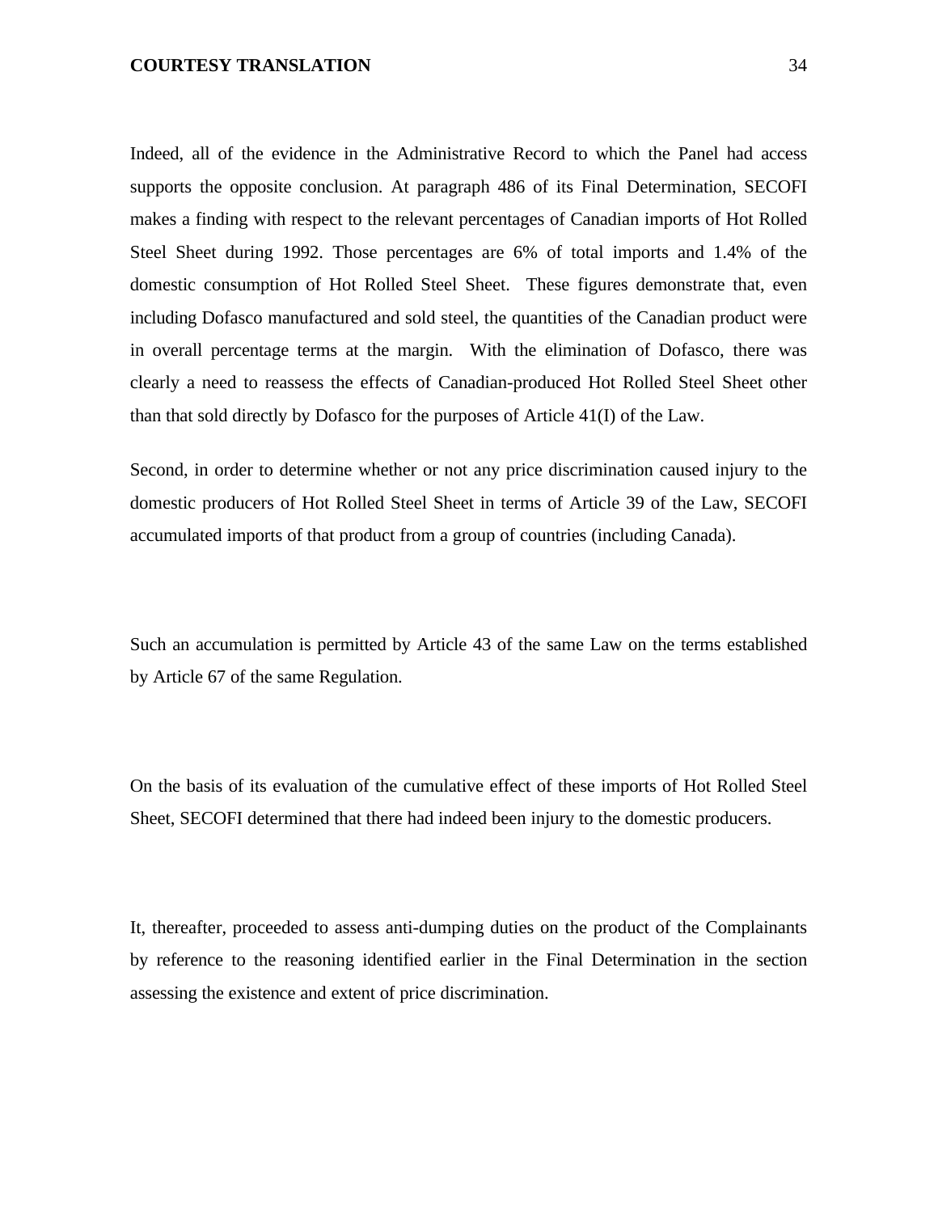Indeed, all of the evidence in the Administrative Record to which the Panel had access supports the opposite conclusion. At paragraph 486 of its Final Determination, SECOFI makes a finding with respect to the relevant percentages of Canadian imports of Hot Rolled Steel Sheet during 1992. Those percentages are 6% of total imports and 1.4% of the domestic consumption of Hot Rolled Steel Sheet. These figures demonstrate that, even including Dofasco manufactured and sold steel, the quantities of the Canadian product were in overall percentage terms at the margin. With the elimination of Dofasco, there was clearly a need to reassess the effects of Canadian-produced Hot Rolled Steel Sheet other than that sold directly by Dofasco for the purposes of Article 41(I) of the Law.

Second, in order to determine whether or not any price discrimination caused injury to the domestic producers of Hot Rolled Steel Sheet in terms of Article 39 of the Law, SECOFI accumulated imports of that product from a group of countries (including Canada).

Such an accumulation is permitted by Article 43 of the same Law on the terms established by Article 67 of the same Regulation.

On the basis of its evaluation of the cumulative effect of these imports of Hot Rolled Steel Sheet, SECOFI determined that there had indeed been injury to the domestic producers.

It, thereafter, proceeded to assess anti-dumping duties on the product of the Complainants by reference to the reasoning identified earlier in the Final Determination in the section assessing the existence and extent of price discrimination.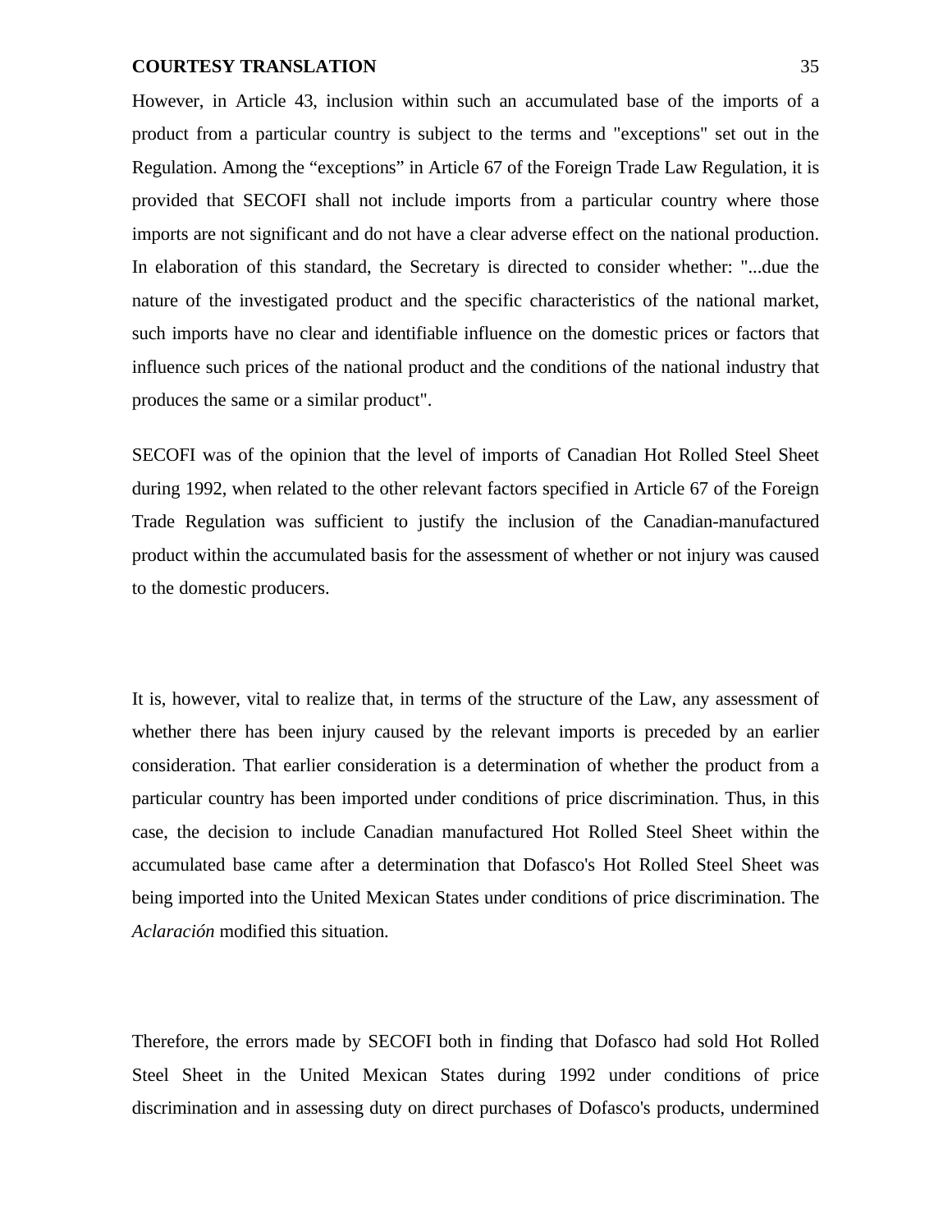However, in Article 43, inclusion within such an accumulated base of the imports of a product from a particular country is subject to the terms and "exceptions" set out in the Regulation. Among the “exceptions” in Article 67 of the Foreign Trade Law Regulation, it is provided that SECOFI shall not include imports from a particular country where those imports are not significant and do not have a clear adverse effect on the national production. In elaboration of this standard, the Secretary is directed to consider whether: "...due the nature of the investigated product and the specific characteristics of the national market, such imports have no clear and identifiable influence on the domestic prices or factors that influence such prices of the national product and the conditions of the national industry that produces the same or a similar product".

SECOFI was of the opinion that the level of imports of Canadian Hot Rolled Steel Sheet during 1992, when related to the other relevant factors specified in Article 67 of the Foreign Trade Regulation was sufficient to justify the inclusion of the Canadian-manufactured product within the accumulated basis for the assessment of whether or not injury was caused to the domestic producers.

It is, however, vital to realize that, in terms of the structure of the Law, any assessment of whether there has been injury caused by the relevant imports is preceded by an earlier consideration. That earlier consideration is a determination of whether the product from a particular country has been imported under conditions of price discrimination. Thus, in this case, the decision to include Canadian manufactured Hot Rolled Steel Sheet within the accumulated base came after a determination that Dofasco's Hot Rolled Steel Sheet was being imported into the United Mexican States under conditions of price discrimination. The *Aclaración* modified this situation.

Therefore, the errors made by SECOFI both in finding that Dofasco had sold Hot Rolled Steel Sheet in the United Mexican States during 1992 under conditions of price discrimination and in assessing duty on direct purchases of Dofasco's products, undermined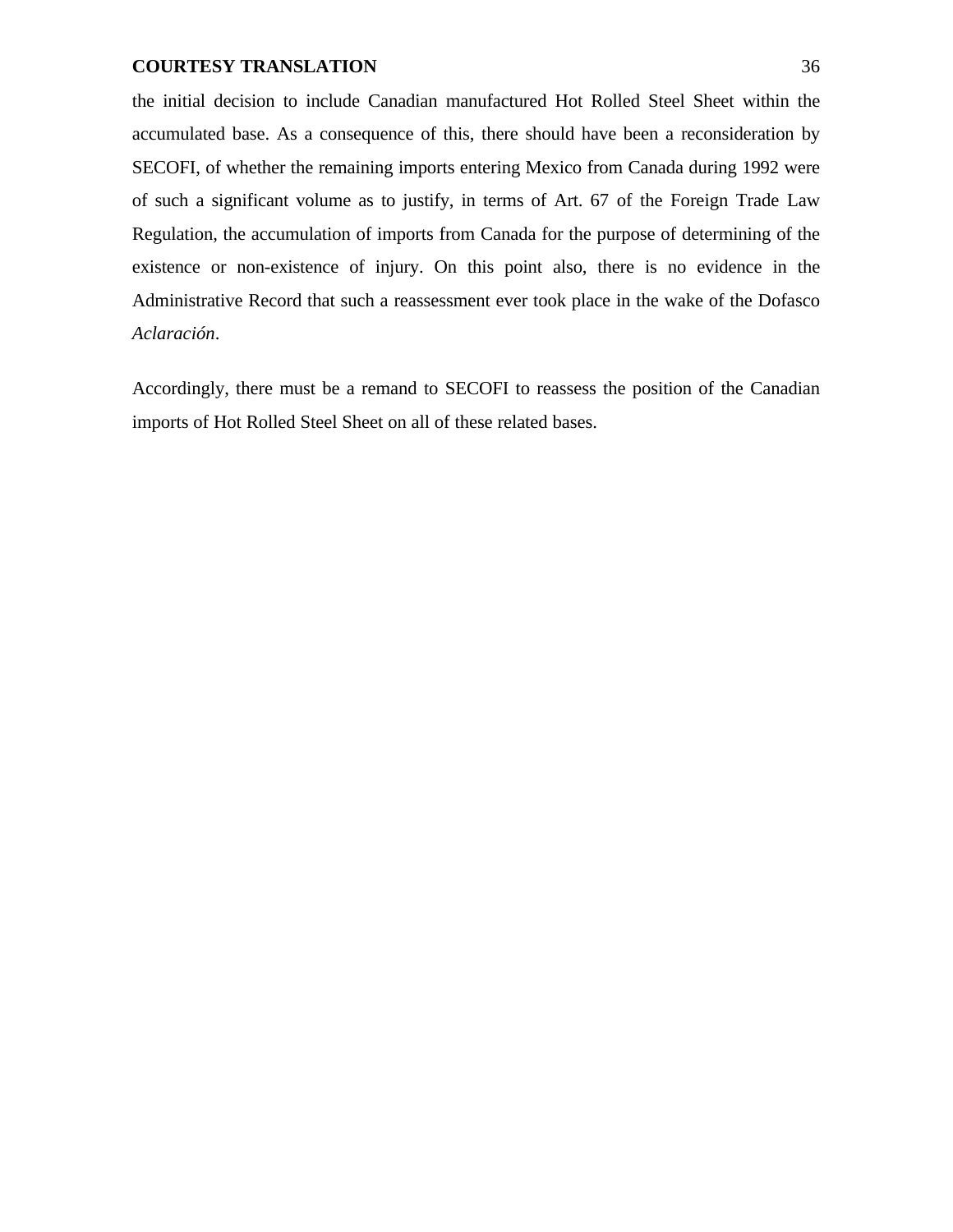the initial decision to include Canadian manufactured Hot Rolled Steel Sheet within the accumulated base. As a consequence of this, there should have been a reconsideration by SECOFI, of whether the remaining imports entering Mexico from Canada during 1992 were of such a significant volume as to justify, in terms of Art. 67 of the Foreign Trade Law Regulation, the accumulation of imports from Canada for the purpose of determining of the existence or non-existence of injury. On this point also, there is no evidence in the Administrative Record that such a reassessment ever took place in the wake of the Dofasco *Aclaración*.

Accordingly, there must be a remand to SECOFI to reassess the position of the Canadian imports of Hot Rolled Steel Sheet on all of these related bases.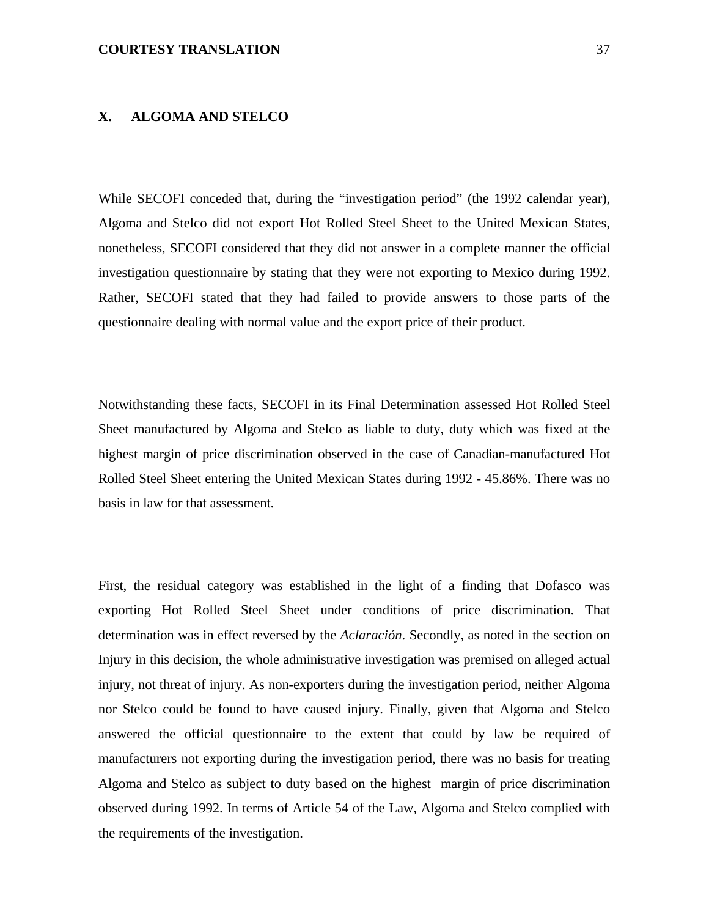## X. ALGOMA AND STELCO

While SECOFI conceded that, during the "investigation period" (the 1992 calendar year), Algoma and Stelco did not export Hot Rolled Steel Sheet to the United Mexican States, nonetheless, SECOFI considered that they did not answer in a complete manner the official investigation questionnaire by stating that they were not exporting to Mexico during 1992. Rather, SECOFI stated that they had failed to provide answers to those parts of the questionnaire dealing with normal value and the export price of their product.

Notwithstanding these facts, SECOFI in its Final Determination assessed Hot Rolled Steel Sheet manufactured by Algoma and Stelco as liable to duty, duty which was fixed at the highest margin of price discrimination observed in the case of Canadian-manufactured Hot Rolled Steel Sheet entering the United Mexican States during 1992 - 45.86%. There was no basis in law for that assessment.

First, the residual category was established in the light of a finding that Dofasco was exporting Hot Rolled Steel Sheet under conditions of price discrimination. That determination was in effect reversed by the *Aclaración*. Secondly, as noted in the section on Injury in this decision, the whole administrative investigation was premised on alleged actual injury, not threat of injury. As non-exporters during the investigation period, neither Algoma nor Stelco could be found to have caused injury. Finally, given that Algoma and Stelco answered the official questionnaire to the extent that could by law be required of manufacturers not exporting during the investigation period, there was no basis for treating Algoma and Stelco as subject to duty based on the highest margin of price discrimination observed during 1992. In terms of Article 54 of the Law, Algoma and Stelco complied with the requirements of the investigation.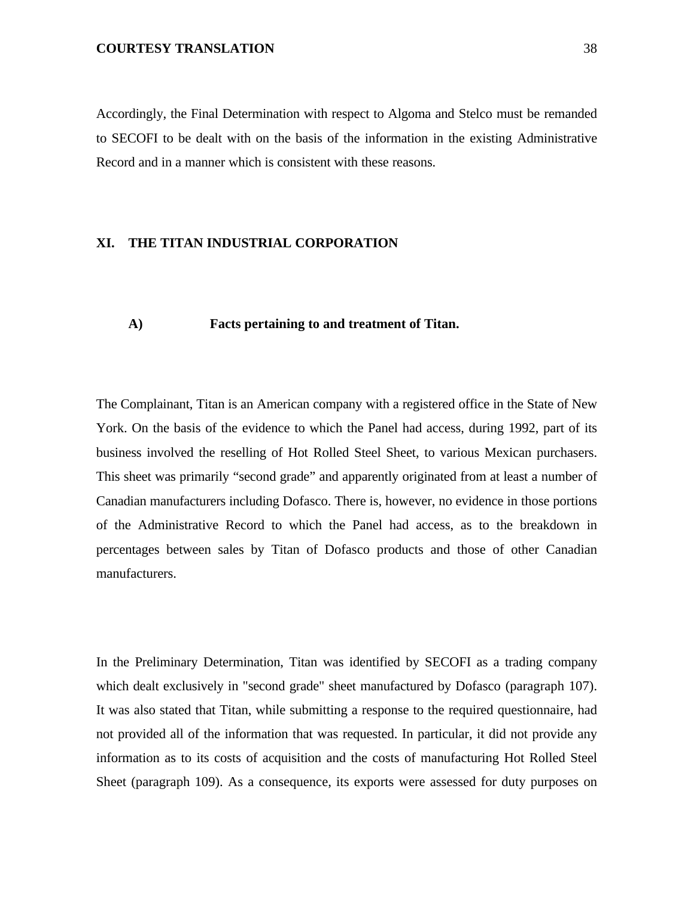Accordingly, the Final Determination with respect to Algoma and Stelco must be remanded to SECOFI to be dealt with on the basis of the information in the existing Administrative Record and in a manner which is consistent with these reasons.

## XI. THE TITAN INDUSTRIAL CORPORATION

### A) Facts pertaining to and treatment of Titan.

The Complainant, Titan is an American company with a registered office in the State of New York. On the basis of the evidence to which the Panel had access, during 1992, part of its business involved the reselling of Hot Rolled Steel Sheet, to various Mexican purchasers. This sheet was primarily “second grade” and apparently originated from at least a number of Canadian manufacturers including Dofasco. There is, however, no evidence in those portions of the Administrative Record to which the Panel had access, as to the breakdown in percentages between sales by Titan of Dofasco products and those of other Canadian manufacturers.

In the Preliminary Determination, Titan was identified by SECOFI as a trading company which dealt exclusively in "second grade" sheet manufactured by Dofasco (paragraph 107). It was also stated that Titan, while submitting a response to the required questionnaire, had not provided all of the information that was requested. In particular, it did not provide any information as to its costs of acquisition and the costs of manufacturing Hot Rolled Steel Sheet (paragraph 109). As a consequence, its exports were assessed for duty purposes on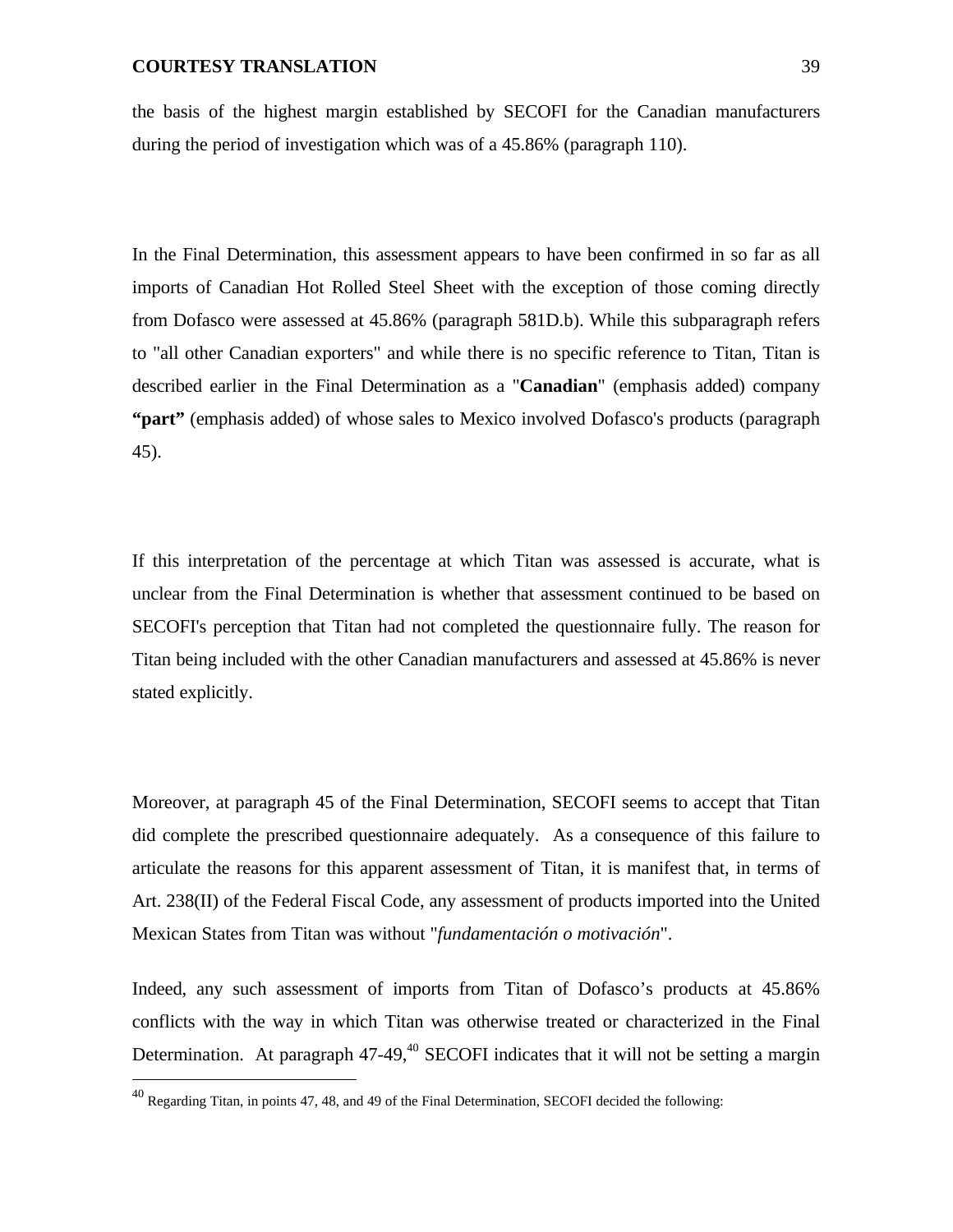the basis of the highest margin established by SECOFI for the Canadian manufacturers during the period of investigation which was of a 45.86% (paragraph 110).

In the Final Determination, this assessment appears to have been confirmed in so far as all imports of Canadian Hot Rolled Steel Sheet with the exception of those coming directly from Dofasco were assessed at 45.86% (paragraph 581D.b). While this subparagraph refers to "all other Canadian exporters" and while there is no specific reference to Titan, Titan is described earlier in the Final Determination as a "**Canadian**" (emphasis added) company **"part"** (emphasis added) of whose sales to Mexico involved Dofasco's products (paragraph 45).

If this interpretation of the percentage at which Titan was assessed is accurate, what is unclear from the Final Determination is whether that assessment continued to be based on SECOFI's perception that Titan had not completed the questionnaire fully. The reason for Titan being included with the other Canadian manufacturers and assessed at 45.86% is never stated explicitly.

Moreover, at paragraph 45 of the Final Determination, SECOFI seems to accept that Titan did complete the prescribed questionnaire adequately. As a consequence of this failure to articulate the reasons for this apparent assessment of Titan, it is manifest that, in terms of Art. 238(II) of the Federal Fiscal Code, any assessment of products imported into the United Mexican States from Titan was without "*fundamentación o motivación*".

Indeed, any such assessment of imports from Titan of Dofasco's products at 45.86% conflicts with the way in which Titan was otherwise treated or characterized in the Final Determination. At paragraph 47-49,[40] SECOFI indicates that it will not be setting a margin

[40] Regarding Titan, in points 47, 48, and 49 of the Final Determination, SECOFI decided the following: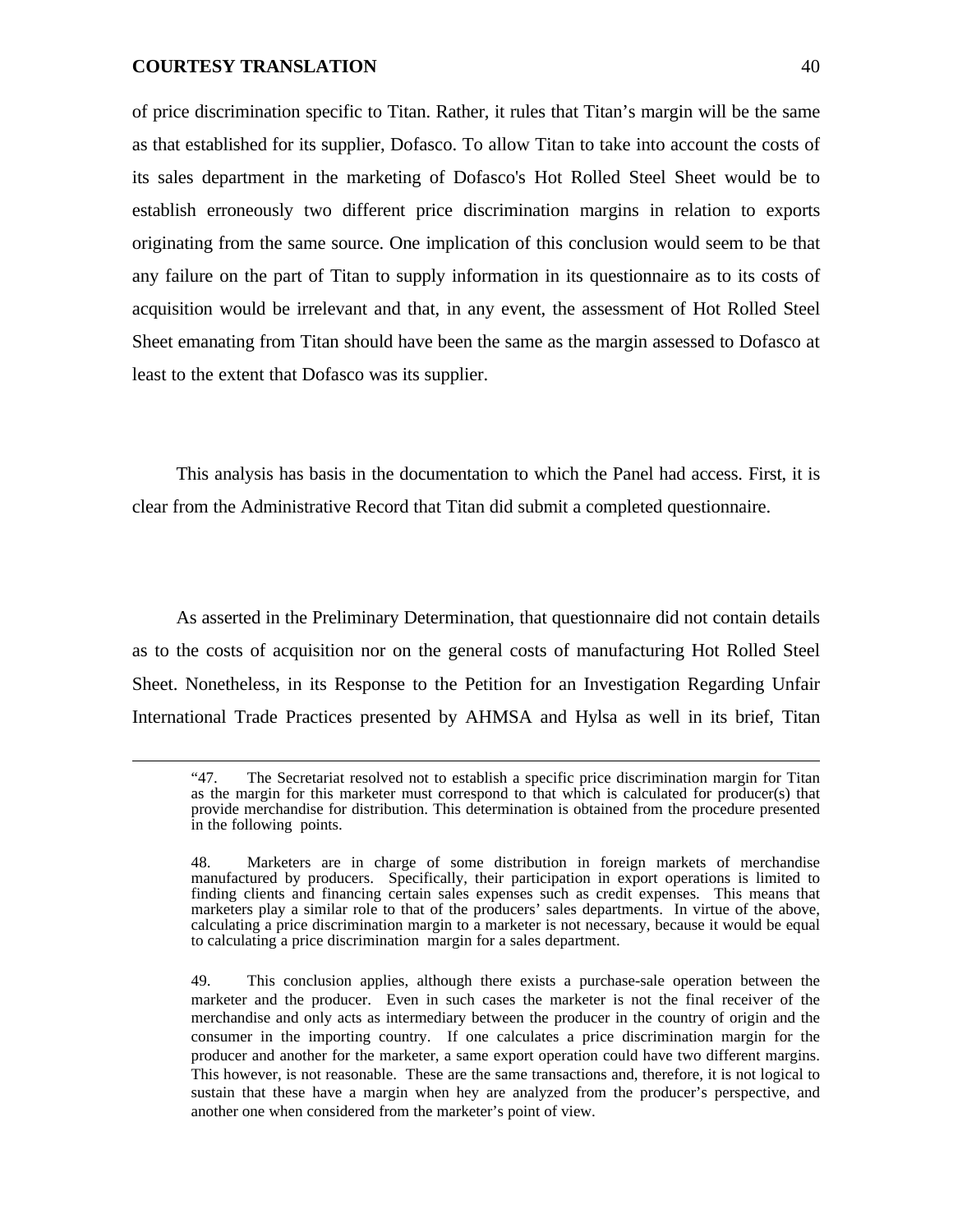of price discrimination specific to Titan. Rather, it rules that Titan's margin will be the same as that established for its supplier, Dofasco. To allow Titan to take into account the costs of its sales department in the marketing of Dofasco's Hot Rolled Steel Sheet would be to establish erroneously two different price discrimination margins in relation to exports originating from the same source. One implication of this conclusion would seem to be that any failure on the part of Titan to supply information in its questionnaire as to its costs of acquisition would be irrelevant and that, in any event, the assessment of Hot Rolled Steel Sheet emanating from Titan should have been the same as the margin assessed to Dofasco at least to the extent that Dofasco was its supplier.

This analysis has basis in the documentation to which the Panel had access. First, it is clear from the Administrative Record that Titan did submit a completed questionnaire.

As asserted in the Preliminary Determination, that questionnaire did not contain details as to the costs of acquisition nor on the general costs of manufacturing Hot Rolled Steel Sheet. Nonetheless, in its Response to the Petition for an Investigation Regarding Unfair International Trade Practices presented by AHMSA and Hylsa as well in its brief, Titan

---

"47. The Secretariat resolved not to establish a specific price discrimination margin for Titan as the margin for this marketer must correspond to that which is calculated for producer(s) that provide merchandise for distribution. This determination is obtained from the procedure presented in the following points.

48. Marketers are in charge of some distribution in foreign markets of merchandise manufactured by producers. Specifically, their participation in export operations is limited to finding clients and financing certain sales expenses such as credit expenses. This means that marketers play a similar role to that of the producers' sales departments. In virtue of the above, calculating a price discrimination margin to a marketer is not necessary, because it would be equal to calculating a price discrimination margin for a sales department.

49. This conclusion applies, although there exists a purchase-sale operation between the marketer and the producer. Even in such cases the marketer is not the final receiver of the merchandise and only acts as intermediary between the producer in the country of origin and the consumer in the importing country. If one calculates a price discrimination margin for the producer and another for the marketer, a same export operation could have two different margins. This however, is not reasonable. These are the same transactions and, therefore, it is not logical to sustain that these have a margin when hey are analyzed from the producer's perspective, and another one when considered from the marketer's point of view.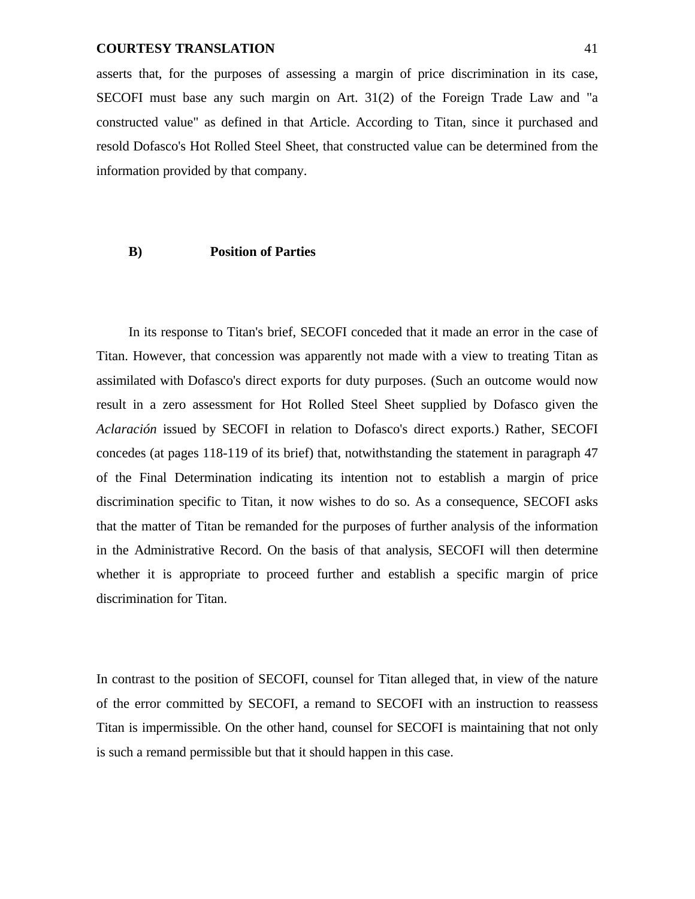asserts that, for the purposes of assessing a margin of price discrimination in its case, SECOFI must base any such margin on Art. 31(2) of the Foreign Trade Law and "a constructed value" as defined in that Article. According to Titan, since it purchased and resold Dofasco's Hot Rolled Steel Sheet, that constructed value can be determined from the information provided by that company.

### B) Position of Parties

In its response to Titan's brief, SECOFI conceded that it made an error in the case of Titan. However, that concession was apparently not made with a view to treating Titan as assimilated with Dofasco's direct exports for duty purposes. (Such an outcome would now result in a zero assessment for Hot Rolled Steel Sheet supplied by Dofasco given the *Aclaración* issued by SECOFI in relation to Dofasco's direct exports.) Rather, SECOFI concedes (at pages 118-119 of its brief) that, notwithstanding the statement in paragraph 47 of the Final Determination indicating its intention not to establish a margin of price discrimination specific to Titan, it now wishes to do so. As a consequence, SECOFI asks that the matter of Titan be remanded for the purposes of further analysis of the information in the Administrative Record. On the basis of that analysis, SECOFI will then determine whether it is appropriate to proceed further and establish a specific margin of price discrimination for Titan.

In contrast to the position of SECOFI, counsel for Titan alleged that, in view of the nature of the error committed by SECOFI, a remand to SECOFI with an instruction to reassess Titan is impermissible. On the other hand, counsel for SECOFI is maintaining that not only is such a remand permissible but that it should happen in this case.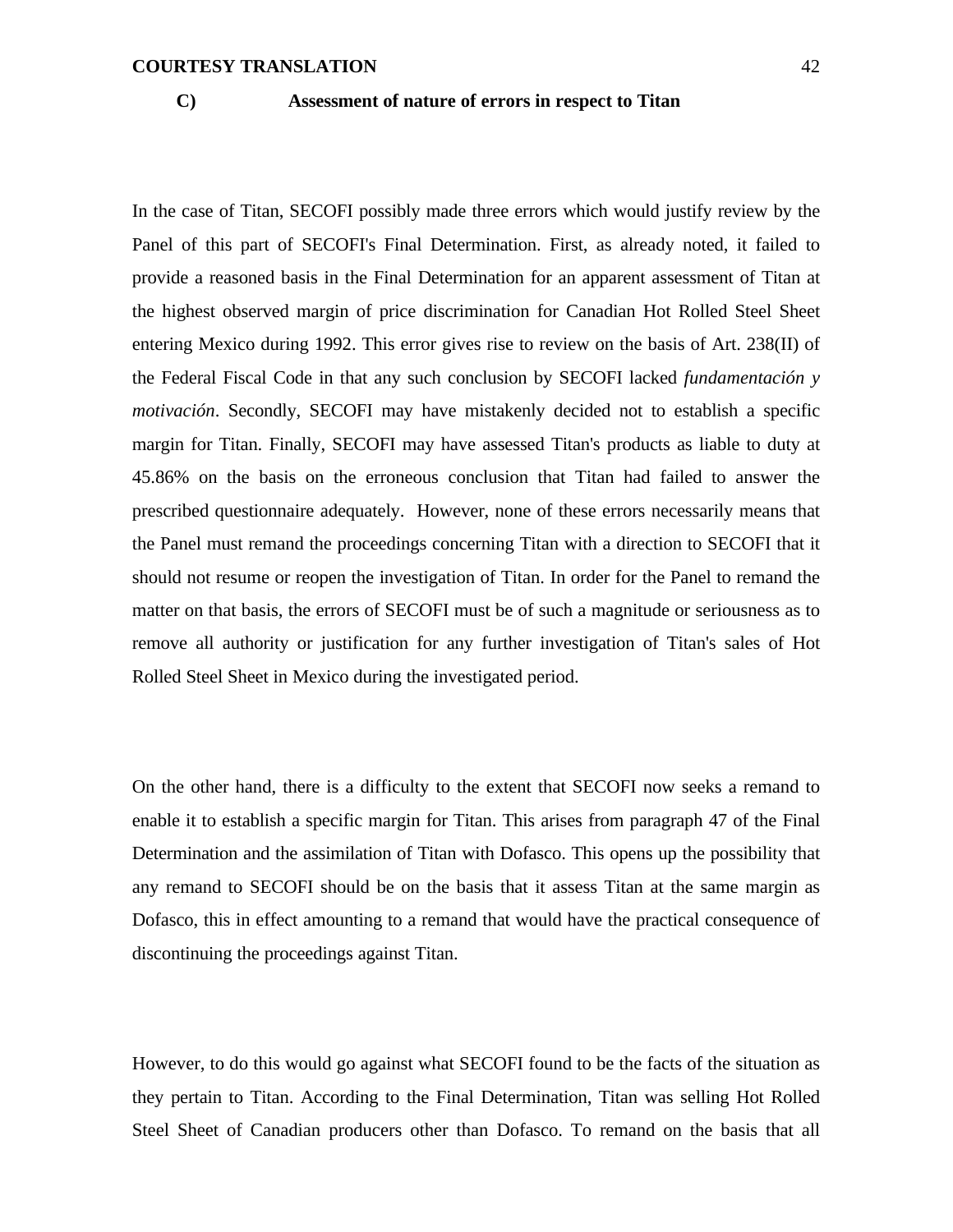### C) Assessment of nature of errors in respect to Titan

In the case of Titan, SECOFI possibly made three errors which would justify review by the Panel of this part of SECOFI's Final Determination. First, as already noted, it failed to provide a reasoned basis in the Final Determination for an apparent assessment of Titan at the highest observed margin of price discrimination for Canadian Hot Rolled Steel Sheet entering Mexico during 1992. This error gives rise to review on the basis of Art. 238(II) of the Federal Fiscal Code in that any such conclusion by SECOFI lacked *fundamentación y motivación*. Secondly, SECOFI may have mistakenly decided not to establish a specific margin for Titan. Finally, SECOFI may have assessed Titan's products as liable to duty at 45.86% on the basis on the erroneous conclusion that Titan had failed to answer the prescribed questionnaire adequately. However, none of these errors necessarily means that the Panel must remand the proceedings concerning Titan with a direction to SECOFI that it should not resume or reopen the investigation of Titan. In order for the Panel to remand the matter on that basis, the errors of SECOFI must be of such a magnitude or seriousness as to remove all authority or justification for any further investigation of Titan's sales of Hot Rolled Steel Sheet in Mexico during the investigated period.

On the other hand, there is a difficulty to the extent that SECOFI now seeks a remand to enable it to establish a specific margin for Titan. This arises from paragraph 47 of the Final Determination and the assimilation of Titan with Dofasco. This opens up the possibility that any remand to SECOFI should be on the basis that it assess Titan at the same margin as Dofasco, this in effect amounting to a remand that would have the practical consequence of discontinuing the proceedings against Titan.

However, to do this would go against what SECOFI found to be the facts of the situation as they pertain to Titan. According to the Final Determination, Titan was selling Hot Rolled Steel Sheet of Canadian producers other than Dofasco. To remand on the basis that all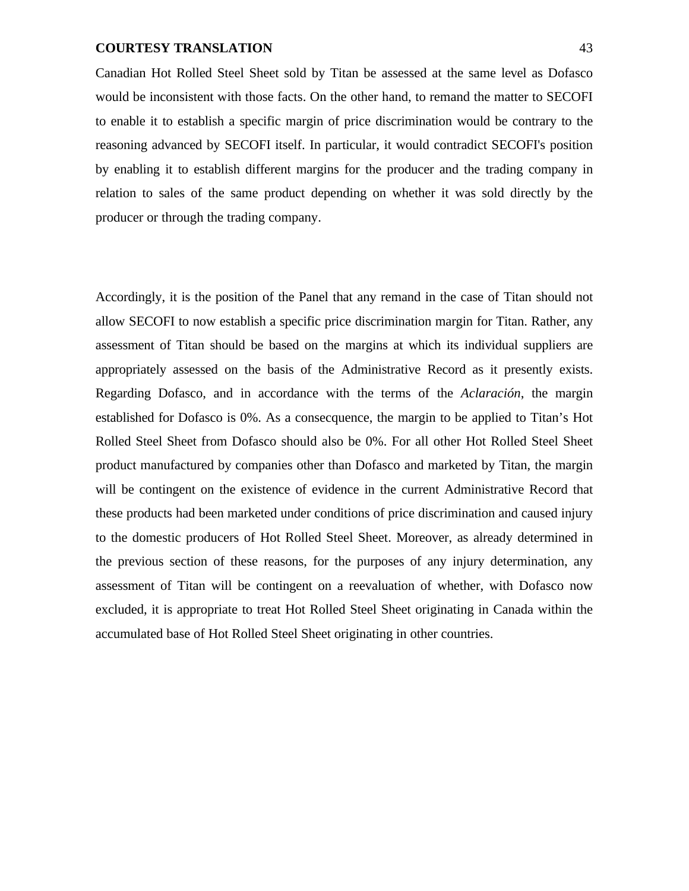Canadian Hot Rolled Steel Sheet sold by Titan be assessed at the same level as Dofasco would be inconsistent with those facts. On the other hand, to remand the matter to SECOFI to enable it to establish a specific margin of price discrimination would be contrary to the reasoning advanced by SECOFI itself. In particular, it would contradict SECOFI's position by enabling it to establish different margins for the producer and the trading company in relation to sales of the same product depending on whether it was sold directly by the producer or through the trading company.

Accordingly, it is the position of the Panel that any remand in the case of Titan should not allow SECOFI to now establish a specific price discrimination margin for Titan. Rather, any assessment of Titan should be based on the margins at which its individual suppliers are appropriately assessed on the basis of the Administrative Record as it presently exists. Regarding Dofasco, and in accordance with the terms of the *Aclaración*, the margin established for Dofasco is 0%. As a consecquence, the margin to be applied to Titan's Hot Rolled Steel Sheet from Dofasco should also be 0%. For all other Hot Rolled Steel Sheet product manufactured by companies other than Dofasco and marketed by Titan, the margin will be contingent on the existence of evidence in the current Administrative Record that these products had been marketed under conditions of price discrimination and caused injury to the domestic producers of Hot Rolled Steel Sheet. Moreover, as already determined in the previous section of these reasons, for the purposes of any injury determination, any assessment of Titan will be contingent on a reevaluation of whether, with Dofasco now excluded, it is appropriate to treat Hot Rolled Steel Sheet originating in Canada within the accumulated base of Hot Rolled Steel Sheet originating in other countries.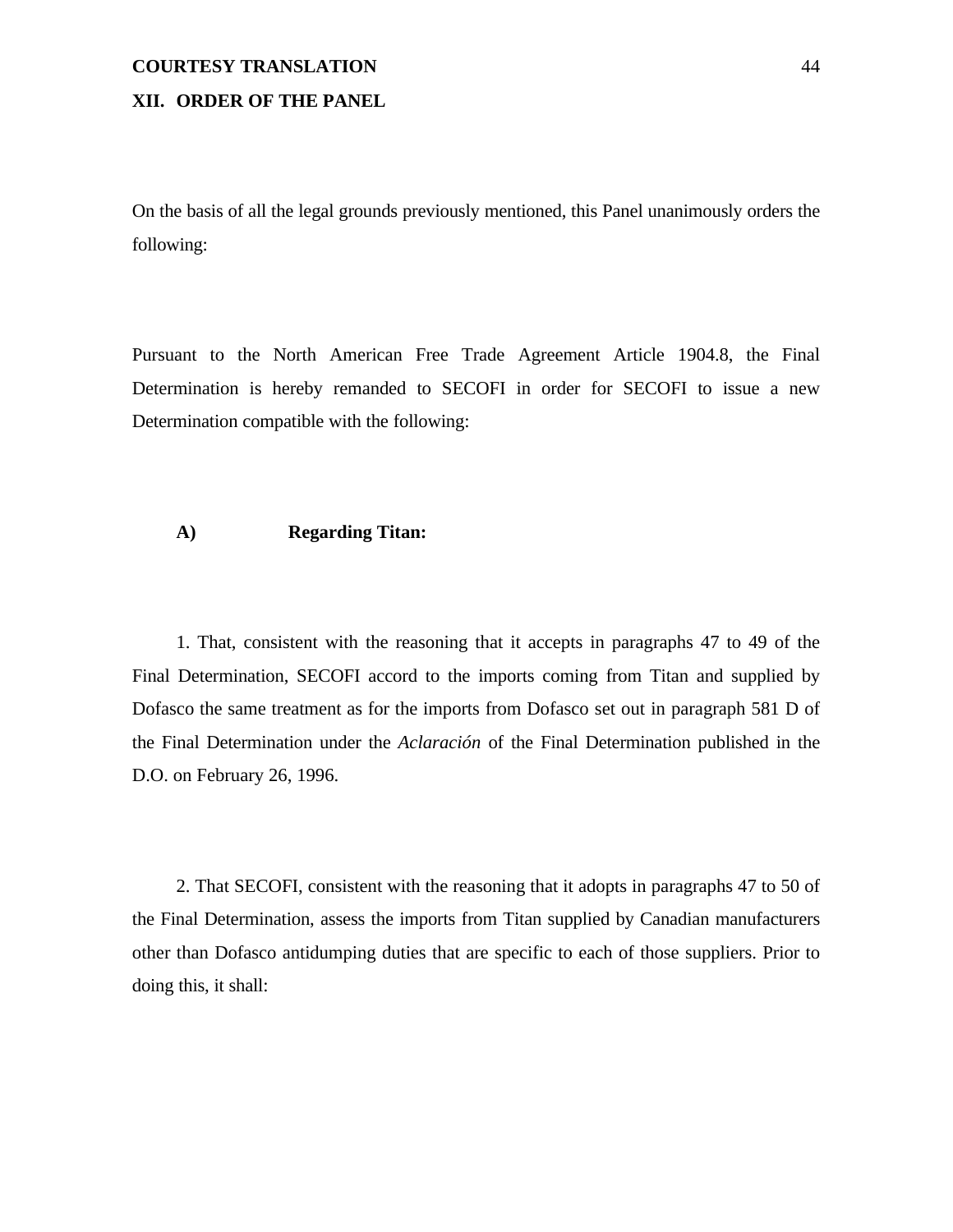**COURTESY TRANSLATION**

## XII. ORDER OF THE PANEL

On the basis of all the legal grounds previously mentioned, this Panel unanimously orders the following:

Pursuant to the North American Free Trade Agreement Article 1904.8, the Final Determination is hereby remanded to SECOFI in order for SECOFI to issue a new Determination compatible with the following:

### A) Regarding Titan:

1. That, consistent with the reasoning that it accepts in paragraphs 47 to 49 of the Final Determination, SECOFI accord to the imports coming from Titan and supplied by Dofasco the same treatment as for the imports from Dofasco set out in paragraph 581 D of the Final Determination under the *Aclaración* of the Final Determination published in the D.O. on February 26, 1996.

2. That SECOFI, consistent with the reasoning that it adopts in paragraphs 47 to 50 of the Final Determination, assess the imports from Titan supplied by Canadian manufacturers other than Dofasco antidumping duties that are specific to each of those suppliers. Prior to doing this, it shall: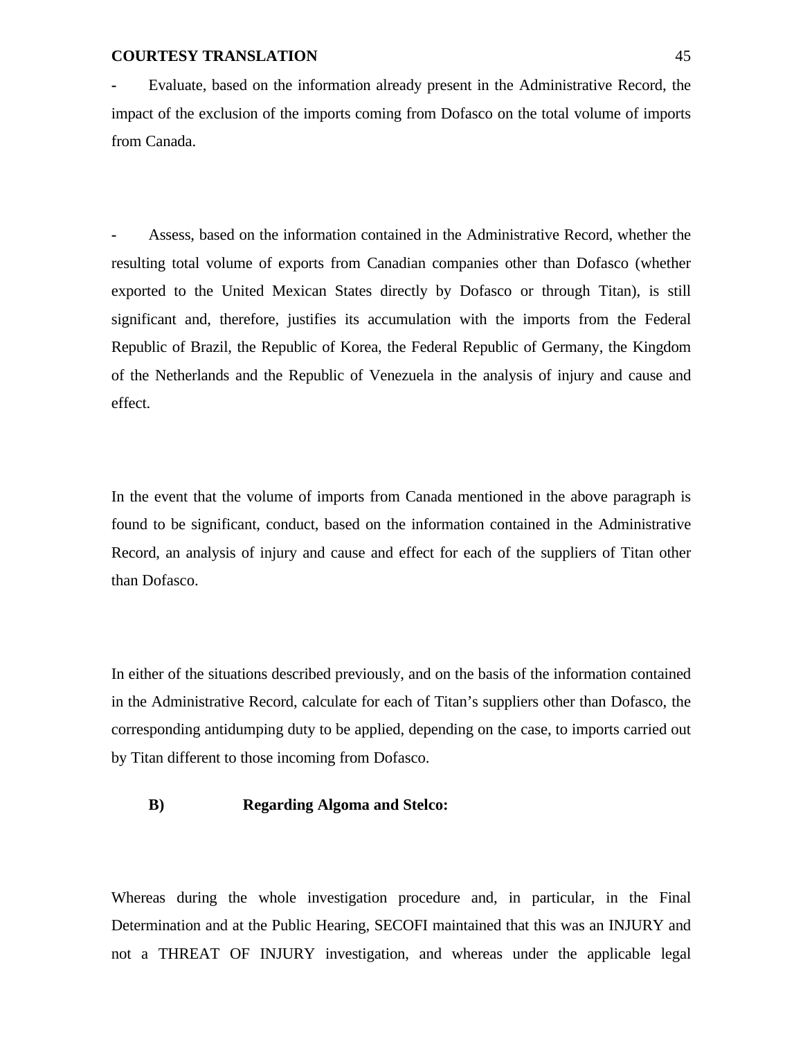- Evaluate, based on the information already present in the Administrative Record, the impact of the exclusion of the imports coming from Dofasco on the total volume of imports from Canada.

- Assess, based on the information contained in the Administrative Record, whether the resulting total volume of exports from Canadian companies other than Dofasco (whether exported to the United Mexican States directly by Dofasco or through Titan), is still significant and, therefore, justifies its accumulation with the imports from the Federal Republic of Brazil, the Republic of Korea, the Federal Republic of Germany, the Kingdom of the Netherlands and the Republic of Venezuela in the analysis of injury and cause and effect.

In the event that the volume of imports from Canada mentioned in the above paragraph is found to be significant, conduct, based on the information contained in the Administrative Record, an analysis of injury and cause and effect for each of the suppliers of Titan other than Dofasco.

In either of the situations described previously, and on the basis of the information contained in the Administrative Record, calculate for each of Titan's suppliers other than Dofasco, the corresponding antidumping duty to be applied, depending on the case, to imports carried out by Titan different to those incoming from Dofasco.

**B) Regarding Algoma and Stelco:**

Whereas during the whole investigation procedure and, in particular, in the Final Determination and at the Public Hearing, SECOFI maintained that this was an INJURY and not a THREAT OF INJURY investigation, and whereas under the applicable legal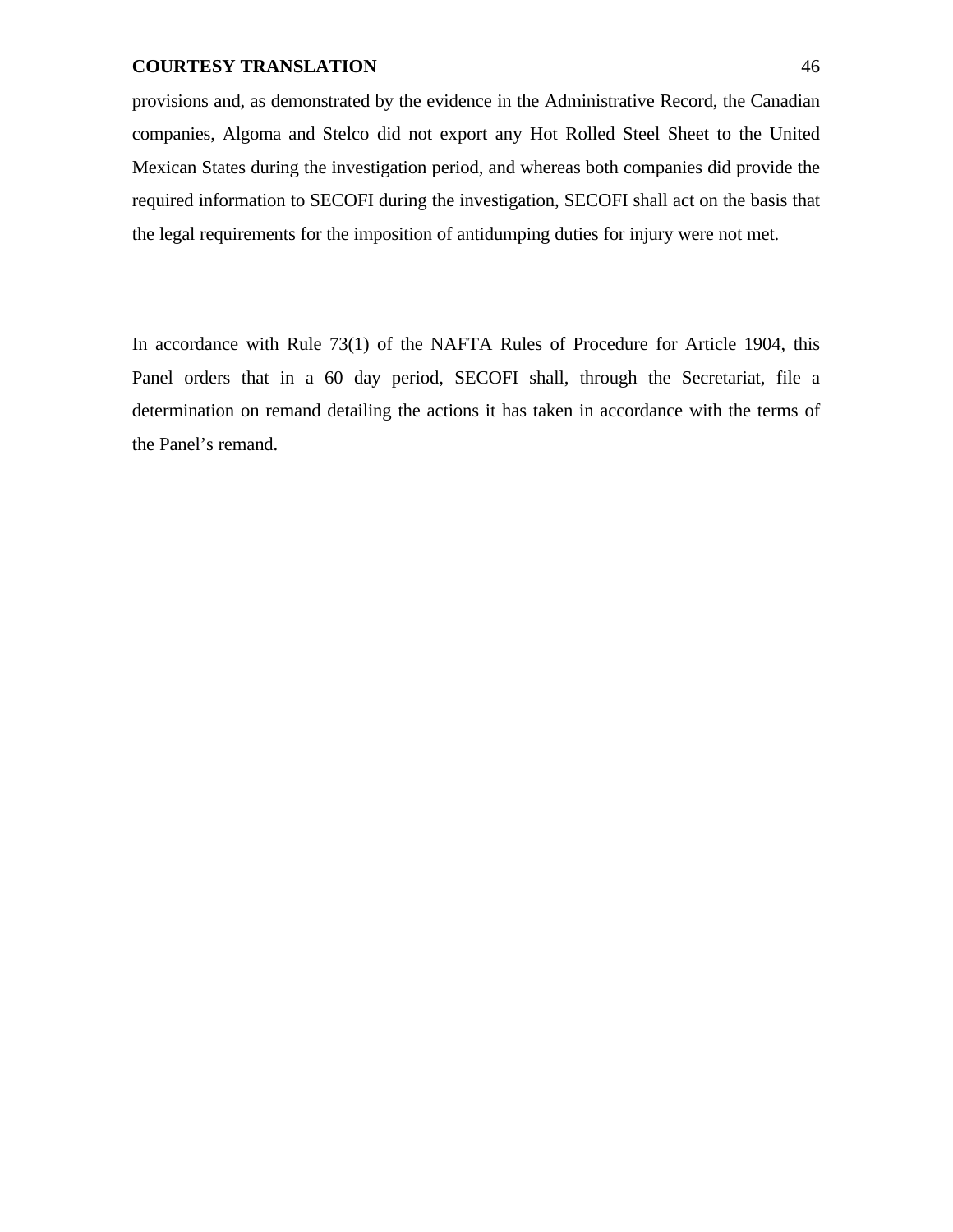provisions and, as demonstrated by the evidence in the Administrative Record, the Canadian companies, Algoma and Stelco did not export any Hot Rolled Steel Sheet to the United Mexican States during the investigation period, and whereas both companies did provide the required information to SECOFI during the investigation, SECOFI shall act on the basis that the legal requirements for the imposition of antidumping duties for injury were not met.

In accordance with Rule 73(1) of the NAFTA Rules of Procedure for Article 1904, this Panel orders that in a 60 day period, SECOFI shall, through the Secretariat, file a determination on remand detailing the actions it has taken in accordance with the terms of the Panel's remand.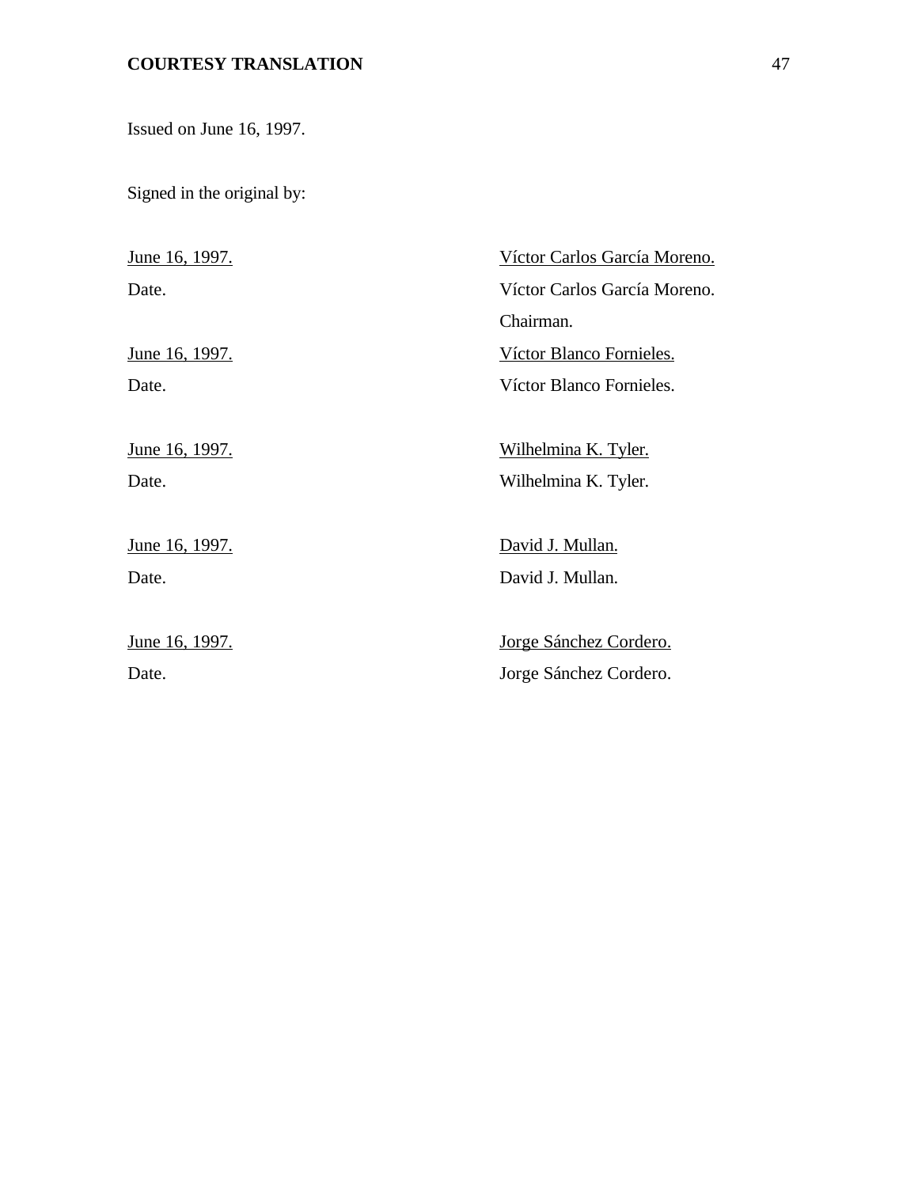Issued on June 16, 1997.

Signed in the original by:

| | |
|---|---|
| <u>June 16, 1997.</u> | <u>Víctor Carlos García Moreno.</u> |
| Date. | Víctor Carlos García Moreno. |
| | Chairman. |
| <u>June 16, 1997.</u> | <u>Víctor Blanco Fornieles.</u> |
| Date. | Víctor Blanco Fornieles. |
| <u>June 16, 1997.</u> | <u>Wilhelmina K. Tyler.</u> |
| Date. | Wilhelmina K. Tyler. |
| <u>June 16, 1997.</u> | <u>David J. Mullan.</u> |
| Date. | David J. Mullan. |
| <u>June 16, 1997.</u> | <u>Jorge Sánchez Cordero.</u> |
| Date. | Jorge Sánchez Cordero. |